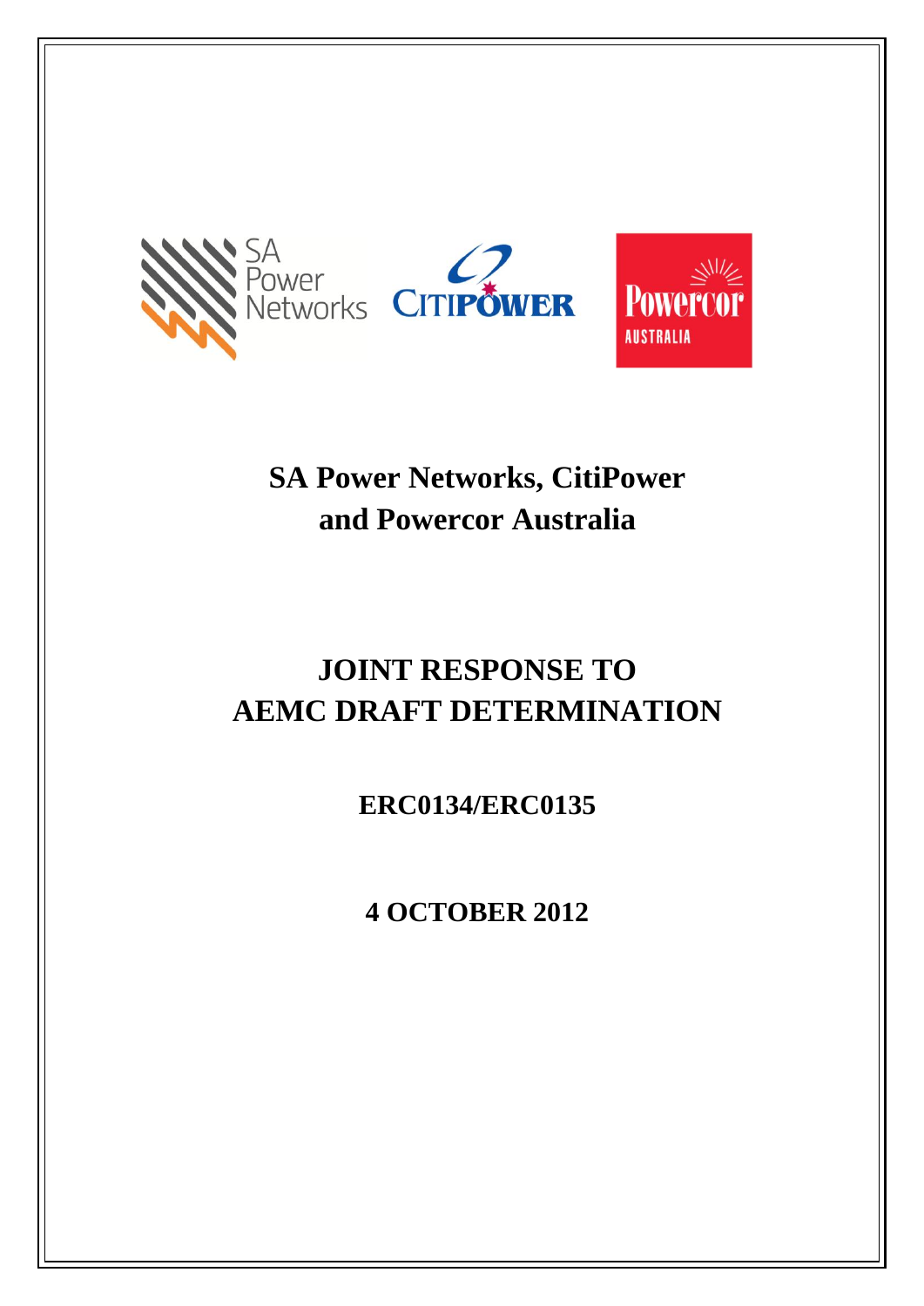# SA Power Networks, CitiPower and Powercor Australia

# JOINT RESPONSE TO AEMC DRAFT DETERMINATION

## ERC0134/ERC0135

## 4 OCTOBER 2012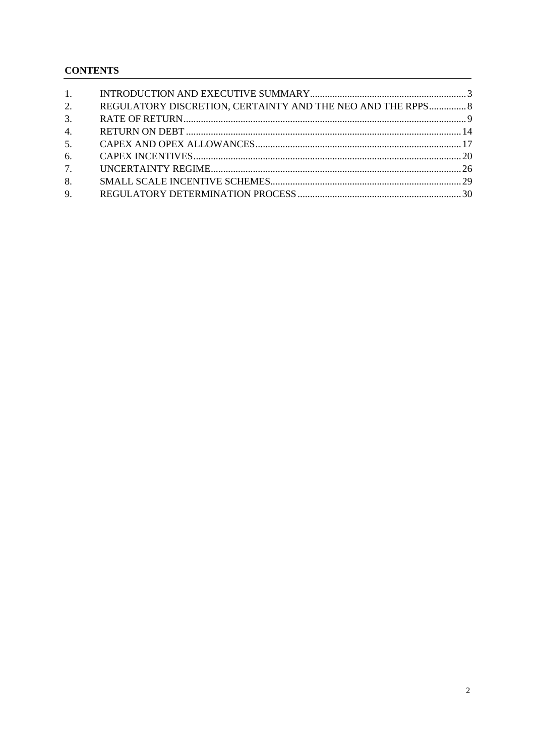**CONTENTS**

1. INTRODUCTION AND EXECUTIVE SUMMARY ........ 3
2. REGULATORY DISCRETION, CERTAINTY AND THE NEO AND THE RPPS ........ 8
3. RATE OF RETURN ........ 9
4. RETURN ON DEBT ........ 14
5. CAPEX AND OPEX ALLOWANCES ........ 17
6. CAPEX INCENTIVES ........ 20
7. UNCERTAINTY REGIME ........ 26
8. SMALL SCALE INCENTIVE SCHEMES ........ 29
9. REGULATORY DETERMINATION PROCESS ........ 30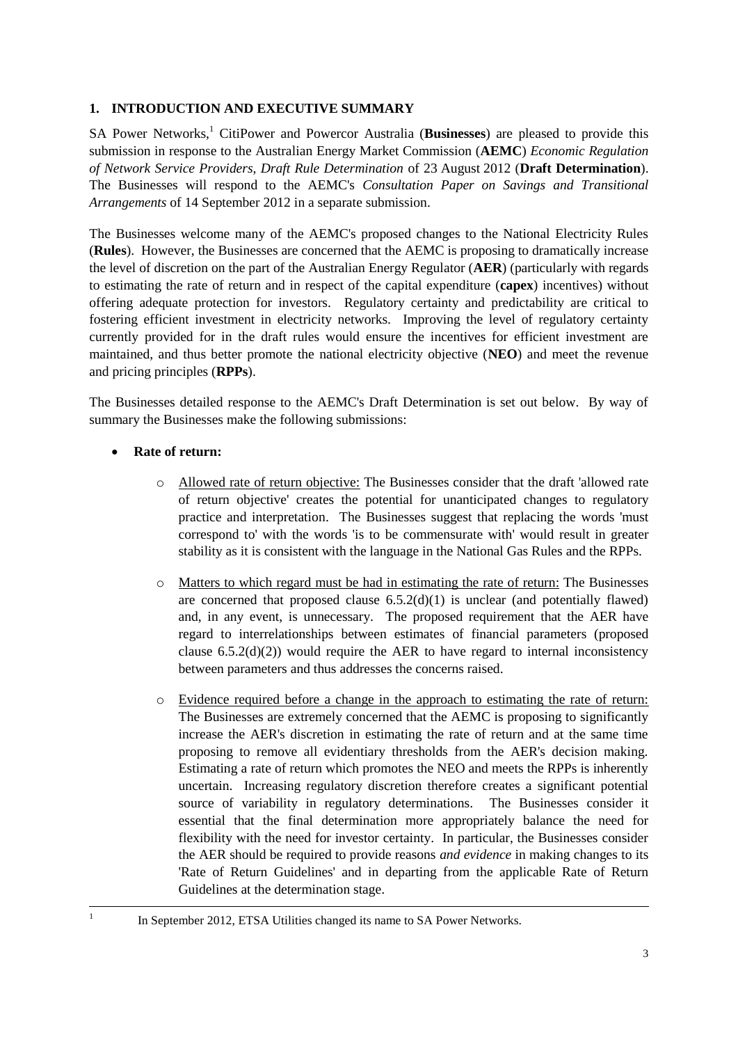# 1. INTRODUCTION AND EXECUTIVE SUMMARY

SA Power Networks,[1] CitiPower and Powercor Australia (**Businesses**) are pleased to provide this submission in response to the Australian Energy Market Commission (**AEMC**) *Economic Regulation of Network Service Providers, Draft Rule Determination* of 23 August 2012 (**Draft Determination**). The Businesses will respond to the AEMC's *Consultation Paper on Savings and Transitional Arrangements* of 14 September 2012 in a separate submission.

The Businesses welcome many of the AEMC's proposed changes to the National Electricity Rules (**Rules**). However, the Businesses are concerned that the AEMC is proposing to dramatically increase the level of discretion on the part of the Australian Energy Regulator (**AER**) (particularly with regards to estimating the rate of return and in respect of the capital expenditure (**capex**) incentives) without offering adequate protection for investors. Regulatory certainty and predictability are critical to fostering efficient investment in electricity networks. Improving the level of regulatory certainty currently provided for in the draft rules would ensure the incentives for efficient investment are maintained, and thus better promote the national electricity objective (**NEO**) and meet the revenue and pricing principles (**RPPs**).

The Businesses detailed response to the AEMC's Draft Determination is set out below. By way of summary the Businesses make the following submissions:

- **Rate of return:**
  - Allowed rate of return objective: The Businesses consider that the draft 'allowed rate of return objective' creates the potential for unanticipated changes to regulatory practice and interpretation. The Businesses suggest that replacing the words 'must correspond to' with the words 'is to be commensurate with' would result in greater stability as it is consistent with the language in the National Gas Rules and the RPPs.
  - Matters to which regard must be had in estimating the rate of return: The Businesses are concerned that proposed clause 6.5.2(d)(1) is unclear (and potentially flawed) and, in any event, is unnecessary. The proposed requirement that the AER have regard to interrelationships between estimates of financial parameters (proposed clause 6.5.2(d)(2)) would require the AER to have regard to internal inconsistency between parameters and thus addresses the concerns raised.
  - Evidence required before a change in the approach to estimating the rate of return: The Businesses are extremely concerned that the AEMC is proposing to significantly increase the AER's discretion in estimating the rate of return and at the same time proposing to remove all evidentiary thresholds from the AER's decision making. Estimating a rate of return which promotes the NEO and meets the RPPs is inherently uncertain. Increasing regulatory discretion therefore creates a significant potential source of variability in regulatory determinations. The Businesses consider it essential that the final determination more appropriately balance the need for flexibility with the need for investor certainty. In particular, the Businesses consider the AER should be required to provide reasons *and evidence* in making changes to its 'Rate of Return Guidelines' and in departing from the applicable Rate of Return Guidelines at the determination stage.

[1] In September 2012, ETSA Utilities changed its name to SA Power Networks.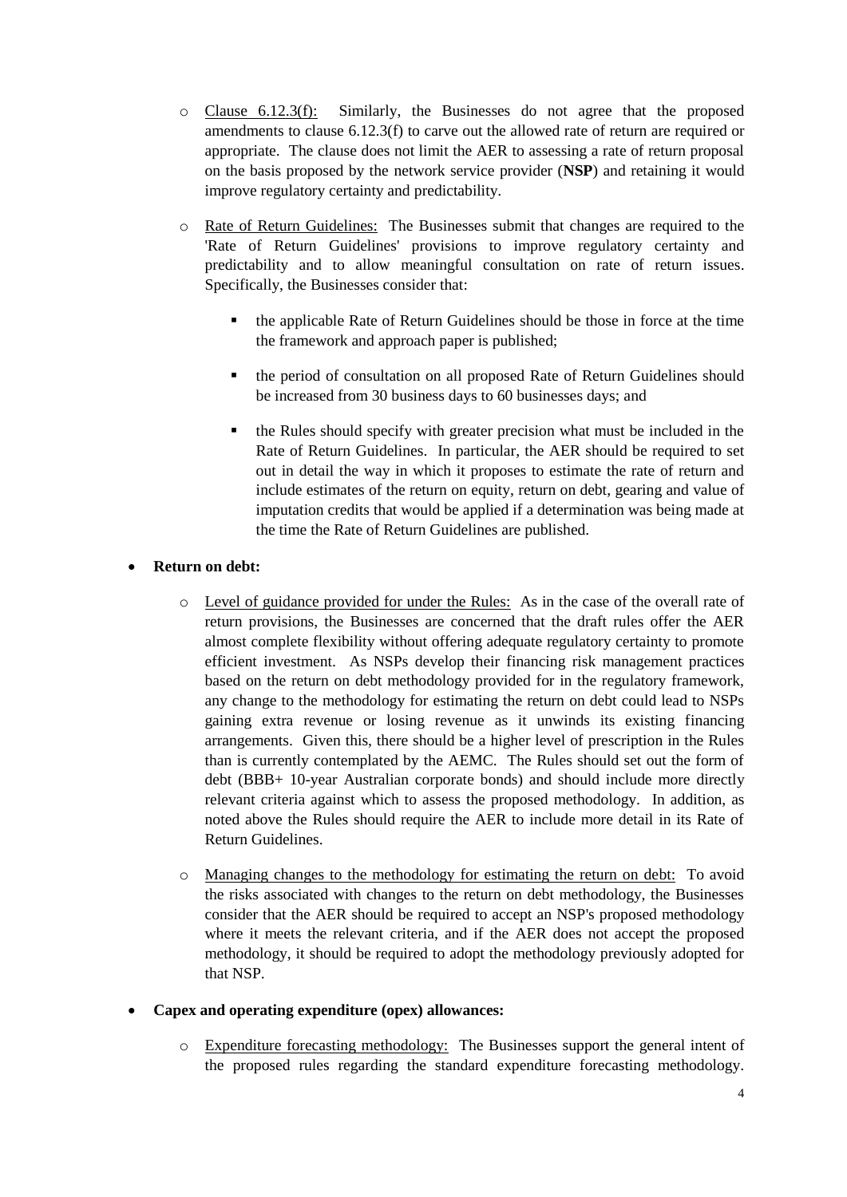- Clause 6.12.3(f): Similarly, the Businesses do not agree that the proposed amendments to clause 6.12.3(f) to carve out the allowed rate of return are required or appropriate. The clause does not limit the AER to assessing a rate of return proposal on the basis proposed by the network service provider (**NSP**) and retaining it would improve regulatory certainty and predictability.

  - Rate of Return Guidelines: The Businesses submit that changes are required to the 'Rate of Return Guidelines' provisions to improve regulatory certainty and predictability and to allow meaningful consultation on rate of return issues. Specifically, the Businesses consider that:

    - the applicable Rate of Return Guidelines should be those in force at the time the framework and approach paper is published;

    - the period of consultation on all proposed Rate of Return Guidelines should be increased from 30 business days to 60 businesses days; and

    - the Rules should specify with greater precision what must be included in the Rate of Return Guidelines. In particular, the AER should be required to set out in detail the way in which it proposes to estimate the rate of return and include estimates of the return on equity, return on debt, gearing and value of imputation credits that would be applied if a determination was being made at the time the Rate of Return Guidelines are published.

- **Return on debt:**

  - Level of guidance provided for under the Rules: As in the case of the overall rate of return provisions, the Businesses are concerned that the draft rules offer the AER almost complete flexibility without offering adequate regulatory certainty to promote efficient investment. As NSPs develop their financing risk management practices based on the return on debt methodology provided for in the regulatory framework, any change to the methodology for estimating the return on debt could lead to NSPs gaining extra revenue or losing revenue as it unwinds its existing financing arrangements. Given this, there should be a higher level of prescription in the Rules than is currently contemplated by the AEMC. The Rules should set out the form of debt (BBB+ 10-year Australian corporate bonds) and should include more directly relevant criteria against which to assess the proposed methodology. In addition, as noted above the Rules should require the AER to include more detail in its Rate of Return Guidelines.

  - Managing changes to the methodology for estimating the return on debt: To avoid the risks associated with changes to the return on debt methodology, the Businesses consider that the AER should be required to accept an NSP's proposed methodology where it meets the relevant criteria, and if the AER does not accept the proposed methodology, it should be required to adopt the methodology previously adopted for that NSP.

- **Capex and operating expenditure (opex) allowances:**

  - Expenditure forecasting methodology: The Businesses support the general intent of the proposed rules regarding the standard expenditure forecasting methodology.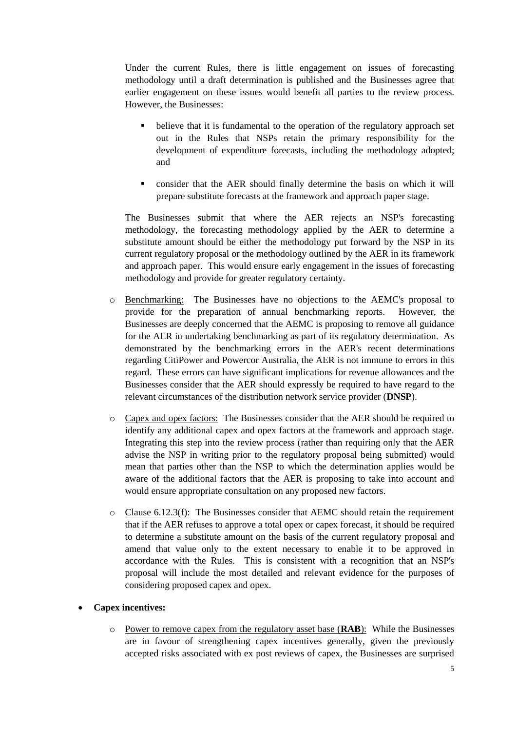Under the current Rules, there is little engagement on issues of forecasting methodology until a draft determination is published and the Businesses agree that earlier engagement on these issues would benefit all parties to the review process. However, the Businesses:

- believe that it is fundamental to the operation of the regulatory approach set out in the Rules that NSPs retain the primary responsibility for the development of expenditure forecasts, including the methodology adopted; and
- consider that the AER should finally determine the basis on which it will prepare substitute forecasts at the framework and approach paper stage.

The Businesses submit that where the AER rejects an NSP's forecasting methodology, the forecasting methodology applied by the AER to determine a substitute amount should be either the methodology put forward by the NSP in its current regulatory proposal or the methodology outlined by the AER in its framework and approach paper. This would ensure early engagement in the issues of forecasting methodology and provide for greater regulatory certainty.

- Benchmarking: The Businesses have no objections to the AEMC's proposal to provide for the preparation of annual benchmarking reports. However, the Businesses are deeply concerned that the AEMC is proposing to remove all guidance for the AER in undertaking benchmarking as part of its regulatory determination. As demonstrated by the benchmarking errors in the AER's recent determinations regarding CitiPower and Powercor Australia, the AER is not immune to errors in this regard. These errors can have significant implications for revenue allowances and the Businesses consider that the AER should expressly be required to have regard to the relevant circumstances of the distribution network service provider (**DNSP**).

- Capex and opex factors: The Businesses consider that the AER should be required to identify any additional capex and opex factors at the framework and approach stage. Integrating this step into the review process (rather than requiring only that the AER advise the NSP in writing prior to the regulatory proposal being submitted) would mean that parties other than the NSP to which the determination applies would be aware of the additional factors that the AER is proposing to take into account and would ensure appropriate consultation on any proposed new factors.

- Clause 6.12.3(f): The Businesses consider that AEMC should retain the requirement that if the AER refuses to approve a total opex or capex forecast, it should be required to determine a substitute amount on the basis of the current regulatory proposal and amend that value only to the extent necessary to enable it to be approved in accordance with the Rules. This is consistent with a recognition that an NSP's proposal will include the most detailed and relevant evidence for the purposes of considering proposed capex and opex.

- **Capex incentives:**
  - Power to remove capex from the regulatory asset base (**RAB**): While the Businesses are in favour of strengthening capex incentives generally, given the previously accepted risks associated with ex post reviews of capex, the Businesses are surprised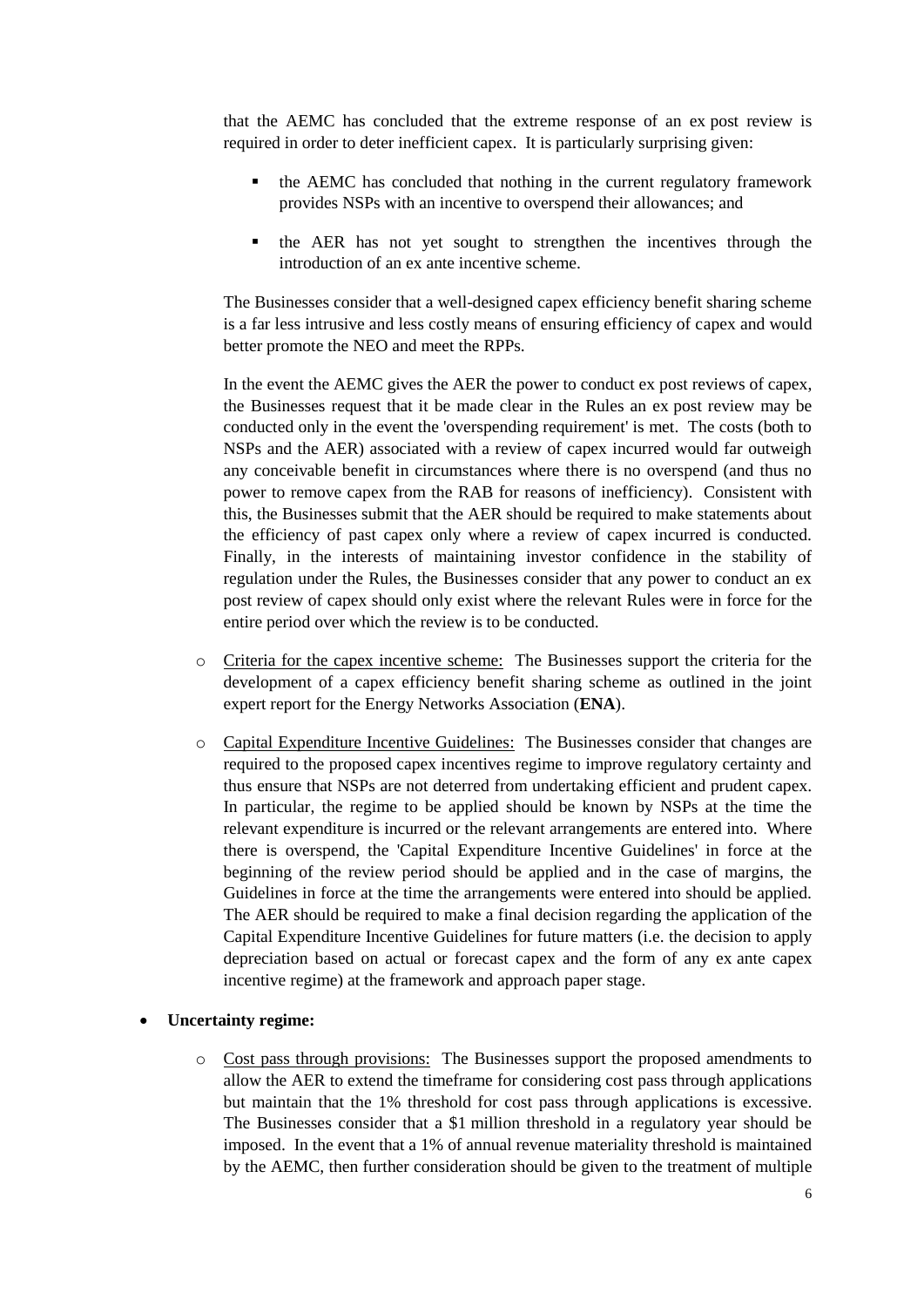that the AEMC has concluded that the extreme response of an ex post review is required in order to deter inefficient capex. It is particularly surprising given:

- the AEMC has concluded that nothing in the current regulatory framework provides NSPs with an incentive to overspend their allowances; and
- the AER has not yet sought to strengthen the incentives through the introduction of an ex ante incentive scheme.

The Businesses consider that a well-designed capex efficiency benefit sharing scheme is a far less intrusive and less costly means of ensuring efficiency of capex and would better promote the NEO and meet the RPPs.

In the event the AEMC gives the AER the power to conduct ex post reviews of capex, the Businesses request that it be made clear in the Rules an ex post review may be conducted only in the event the 'overspending requirement' is met. The costs (both to NSPs and the AER) associated with a review of capex incurred would far outweigh any conceivable benefit in circumstances where there is no overspend (and thus no power to remove capex from the RAB for reasons of inefficiency). Consistent with this, the Businesses submit that the AER should be required to make statements about the efficiency of past capex only where a review of capex incurred is conducted. Finally, in the interests of maintaining investor confidence in the stability of regulation under the Rules, the Businesses consider that any power to conduct an ex post review of capex should only exist where the relevant Rules were in force for the entire period over which the review is to be conducted.

- Criteria for the capex incentive scheme: The Businesses support the criteria for the development of a capex efficiency benefit sharing scheme as outlined in the joint expert report for the Energy Networks Association (**ENA**).
- Capital Expenditure Incentive Guidelines: The Businesses consider that changes are required to the proposed capex incentives regime to improve regulatory certainty and thus ensure that NSPs are not deterred from undertaking efficient and prudent capex. In particular, the regime to be applied should be known by NSPs at the time the relevant expenditure is incurred or the relevant arrangements are entered into. Where there is overspend, the 'Capital Expenditure Incentive Guidelines' in force at the beginning of the review period should be applied and in the case of margins, the Guidelines in force at the time the arrangements were entered into should be applied. The AER should be required to make a final decision regarding the application of the Capital Expenditure Incentive Guidelines for future matters (i.e. the decision to apply depreciation based on actual or forecast capex and the form of any ex ante capex incentive regime) at the framework and approach paper stage.

- **Uncertainty regime:**
  - Cost pass through provisions: The Businesses support the proposed amendments to allow the AER to extend the timeframe for considering cost pass through applications but maintain that the 1% threshold for cost pass through applications is excessive. The Businesses consider that a $1 million threshold in a regulatory year should be imposed. In the event that a 1% of annual revenue materiality threshold is maintained by the AEMC, then further consideration should be given to the treatment of multiple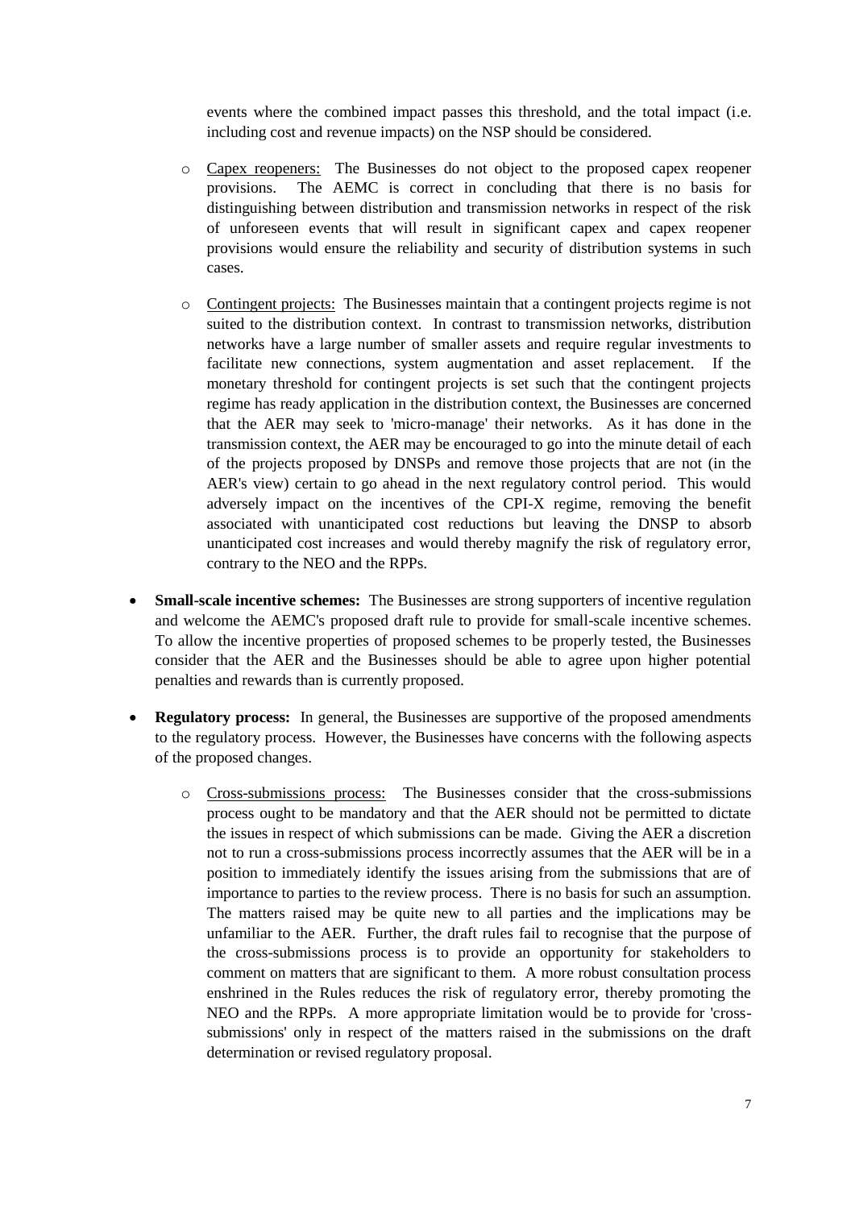events where the combined impact passes this threshold, and the total impact (i.e. including cost and revenue impacts) on the NSP should be considered.

  - Capex reopeners: The Businesses do not object to the proposed capex reopener provisions. The AEMC is correct in concluding that there is no basis for distinguishing between distribution and transmission networks in respect of the risk of unforeseen events that will result in significant capex and capex reopener provisions would ensure the reliability and security of distribution systems in such cases.

  - Contingent projects: The Businesses maintain that a contingent projects regime is not suited to the distribution context. In contrast to transmission networks, distribution networks have a large number of smaller assets and require regular investments to facilitate new connections, system augmentation and asset replacement. If the monetary threshold for contingent projects is set such that the contingent projects regime has ready application in the distribution context, the Businesses are concerned that the AER may seek to 'micro-manage' their networks. As it has done in the transmission context, the AER may be encouraged to go into the minute detail of each of the projects proposed by DNSPs and remove those projects that are not (in the AER's view) certain to go ahead in the next regulatory control period. This would adversely impact on the incentives of the CPI-X regime, removing the benefit associated with unanticipated cost reductions but leaving the DNSP to absorb unanticipated cost increases and would thereby magnify the risk of regulatory error, contrary to the NEO and the RPPs.

- **Small-scale incentive schemes:** The Businesses are strong supporters of incentive regulation and welcome the AEMC's proposed draft rule to provide for small-scale incentive schemes. To allow the incentive properties of proposed schemes to be properly tested, the Businesses consider that the AER and the Businesses should be able to agree upon higher potential penalties and rewards than is currently proposed.

- **Regulatory process:** In general, the Businesses are supportive of the proposed amendments to the regulatory process. However, the Businesses have concerns with the following aspects of the proposed changes.

  - Cross-submissions process: The Businesses consider that the cross-submissions process ought to be mandatory and that the AER should not be permitted to dictate the issues in respect of which submissions can be made. Giving the AER a discretion not to run a cross-submissions process incorrectly assumes that the AER will be in a position to immediately identify the issues arising from the submissions that are of importance to parties to the review process. There is no basis for such an assumption. The matters raised may be quite new to all parties and the implications may be unfamiliar to the AER. Further, the draft rules fail to recognise that the purpose of the cross-submissions process is to provide an opportunity for stakeholders to comment on matters that are significant to them. A more robust consultation process enshrined in the Rules reduces the risk of regulatory error, thereby promoting the NEO and the RPPs. A more appropriate limitation would be to provide for 'cross-submissions' only in respect of the matters raised in the submissions on the draft determination or revised regulatory proposal.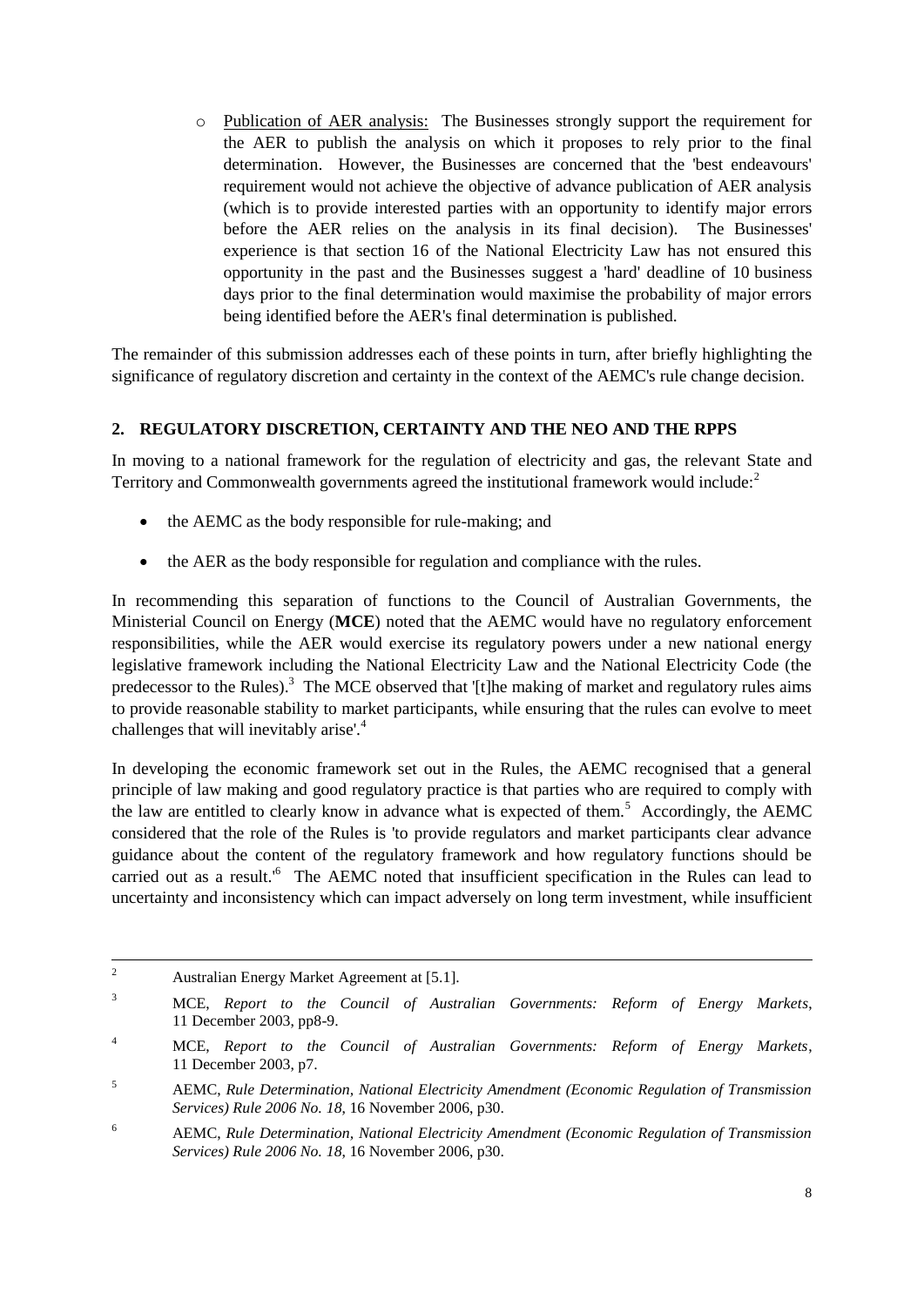- Publication of AER analysis: The Businesses strongly support the requirement for the AER to publish the analysis on which it proposes to rely prior to the final determination. However, the Businesses are concerned that the 'best endeavours' requirement would not achieve the objective of advance publication of AER analysis (which is to provide interested parties with an opportunity to identify major errors before the AER relies on the analysis in its final decision). The Businesses' experience is that section 16 of the National Electricity Law has not ensured this opportunity in the past and the Businesses suggest a 'hard' deadline of 10 business days prior to the final determination would maximise the probability of major errors being identified before the AER's final determination is published.

The remainder of this submission addresses each of these points in turn, after briefly highlighting the significance of regulatory discretion and certainty in the context of the AEMC's rule change decision.

## 2. REGULATORY DISCRETION, CERTAINTY AND THE NEO AND THE RPPS

In moving to a national framework for the regulation of electricity and gas, the relevant State and Territory and Commonwealth governments agreed the institutional framework would include:[2]

- the AEMC as the body responsible for rule-making; and
- the AER as the body responsible for regulation and compliance with the rules.

In recommending this separation of functions to the Council of Australian Governments, the Ministerial Council on Energy (**MCE**) noted that the AEMC would have no regulatory enforcement responsibilities, while the AER would exercise its regulatory powers under a new national energy legislative framework including the National Electricity Law and the National Electricity Code (the predecessor to the Rules).[3] The MCE observed that '[t]he making of market and regulatory rules aims to provide reasonable stability to market participants, while ensuring that the rules can evolve to meet challenges that will inevitably arise'.[4]

In developing the economic framework set out in the Rules, the AEMC recognised that a general principle of law making and good regulatory practice is that parties who are required to comply with the law are entitled to clearly know in advance what is expected of them.[5] Accordingly, the AEMC considered that the role of the Rules is 'to provide regulators and market participants clear advance guidance about the content of the regulatory framework and how regulatory functions should be carried out as a result.'[6] The AEMC noted that insufficient specification in the Rules can lead to uncertainty and inconsistency which can impact adversely on long term investment, while insufficient

---

[2] Australian Energy Market Agreement at [5.1].

[3] MCE, *Report to the Council of Australian Governments: Reform of Energy Markets*, 11 December 2003, pp8-9.

[4] MCE, *Report to the Council of Australian Governments: Reform of Energy Markets*, 11 December 2003, p7.

[5] AEMC, *Rule Determination, National Electricity Amendment (Economic Regulation of Transmission Services) Rule 2006 No. 18*, 16 November 2006, p30.

[6] AEMC, *Rule Determination, National Electricity Amendment (Economic Regulation of Transmission Services) Rule 2006 No. 18*, 16 November 2006, p30.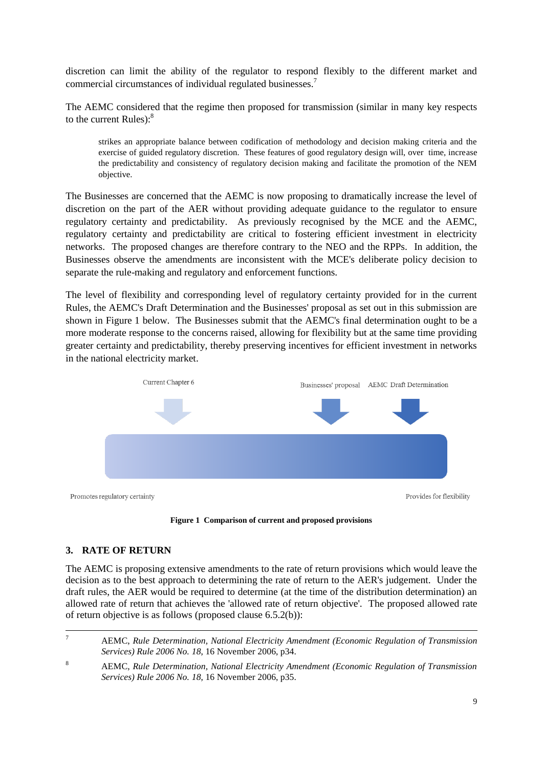discretion can limit the ability of the regulator to respond flexibly to the different market and commercial circumstances of individual regulated businesses.[7]

The AEMC considered that the regime then proposed for transmission (similar in many key respects to the current Rules):[8]

> strikes an appropriate balance between codification of methodology and decision making criteria and the exercise of guided regulatory discretion. These features of good regulatory design will, over time, increase the predictability and consistency of regulatory decision making and facilitate the promotion of the NEM objective.

The Businesses are concerned that the AEMC is now proposing to dramatically increase the level of discretion on the part of the AER without providing adequate guidance to the regulator to ensure regulatory certainty and predictability. As previously recognised by the MCE and the AEMC, regulatory certainty and predictability are critical to fostering efficient investment in electricity networks. The proposed changes are therefore contrary to the NEO and the RPPs. In addition, the Businesses observe the amendments are inconsistent with the MCE's deliberate policy decision to separate the rule-making and regulatory and enforcement functions.

The level of flexibility and corresponding level of regulatory certainty provided for in the current Rules, the AEMC's Draft Determination and the Businesses' proposal as set out in this submission are shown in Figure 1 below. The Businesses submit that the AEMC's final determination ought to be a more moderate response to the concerns raised, allowing for flexibility but at the same time providing greater certainty and predictability, thereby preserving incentives for efficient investment in networks in the national electricity market.

Current Chapter 6 | Businesses' proposal | AEMC Draft Determination

Promotes regulatory certainty | Provides for flexibility

**Figure 1 Comparison of current and proposed provisions**

## 3. RATE OF RETURN

The AEMC is proposing extensive amendments to the rate of return provisions which would leave the decision as to the best approach to determining the rate of return to the AER's judgement. Under the draft rules, the AER would be required to determine (at the time of the distribution determination) an allowed rate of return that achieves the 'allowed rate of return objective'. The proposed allowed rate of return objective is as follows (proposed clause 6.5.2(b)):

---

[7] AEMC, *Rule Determination, National Electricity Amendment (Economic Regulation of Transmission Services) Rule 2006 No. 18*, 16 November 2006, p34.

[8] AEMC, *Rule Determination, National Electricity Amendment (Economic Regulation of Transmission Services) Rule 2006 No. 18*, 16 November 2006, p35.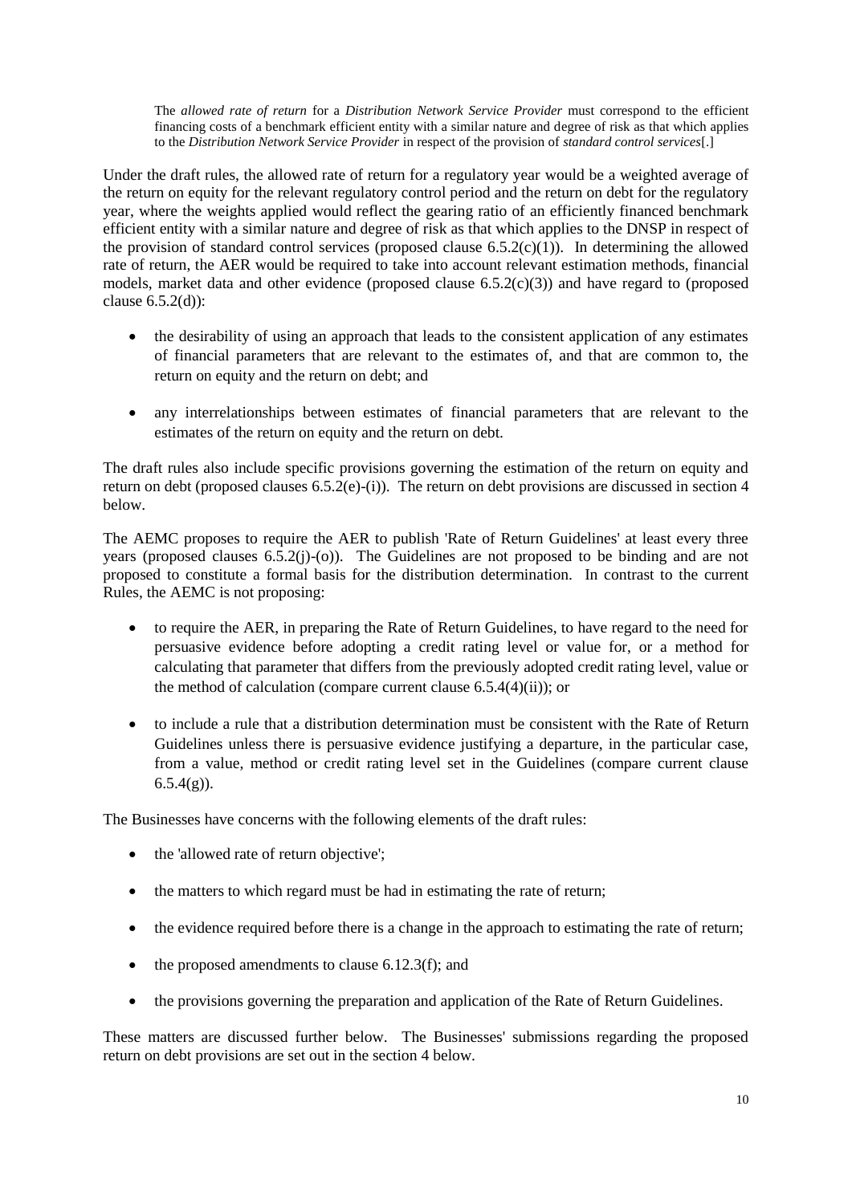> The *allowed rate of return* for a *Distribution Network Service Provider* must correspond to the efficient financing costs of a benchmark efficient entity with a similar nature and degree of risk as that which applies to the *Distribution Network Service Provider* in respect of the provision of *standard control services*[.]

Under the draft rules, the allowed rate of return for a regulatory year would be a weighted average of the return on equity for the relevant regulatory control period and the return on debt for the regulatory year, where the weights applied would reflect the gearing ratio of an efficiently financed benchmark efficient entity with a similar nature and degree of risk as that which applies to the DNSP in respect of the provision of standard control services (proposed clause 6.5.2(c)(1)). In determining the allowed rate of return, the AER would be required to take into account relevant estimation methods, financial models, market data and other evidence (proposed clause 6.5.2(c)(3)) and have regard to (proposed clause 6.5.2(d)):

- the desirability of using an approach that leads to the consistent application of any estimates of financial parameters that are relevant to the estimates of, and that are common to, the return on equity and the return on debt; and
- any interrelationships between estimates of financial parameters that are relevant to the estimates of the return on equity and the return on debt.

The draft rules also include specific provisions governing the estimation of the return on equity and return on debt (proposed clauses 6.5.2(e)-(i)). The return on debt provisions are discussed in section 4 below.

The AEMC proposes to require the AER to publish 'Rate of Return Guidelines' at least every three years (proposed clauses 6.5.2(j)-(o)). The Guidelines are not proposed to be binding and are not proposed to constitute a formal basis for the distribution determination. In contrast to the current Rules, the AEMC is not proposing:

- to require the AER, in preparing the Rate of Return Guidelines, to have regard to the need for persuasive evidence before adopting a credit rating level or value for, or a method for calculating that parameter that differs from the previously adopted credit rating level, value or the method of calculation (compare current clause 6.5.4(4)(ii)); or
- to include a rule that a distribution determination must be consistent with the Rate of Return Guidelines unless there is persuasive evidence justifying a departure, in the particular case, from a value, method or credit rating level set in the Guidelines (compare current clause 6.5.4(g)).

The Businesses have concerns with the following elements of the draft rules:

- the 'allowed rate of return objective';
- the matters to which regard must be had in estimating the rate of return;
- the evidence required before there is a change in the approach to estimating the rate of return;
- the proposed amendments to clause 6.12.3(f); and
- the provisions governing the preparation and application of the Rate of Return Guidelines.

These matters are discussed further below. The Businesses' submissions regarding the proposed return on debt provisions are set out in the section 4 below.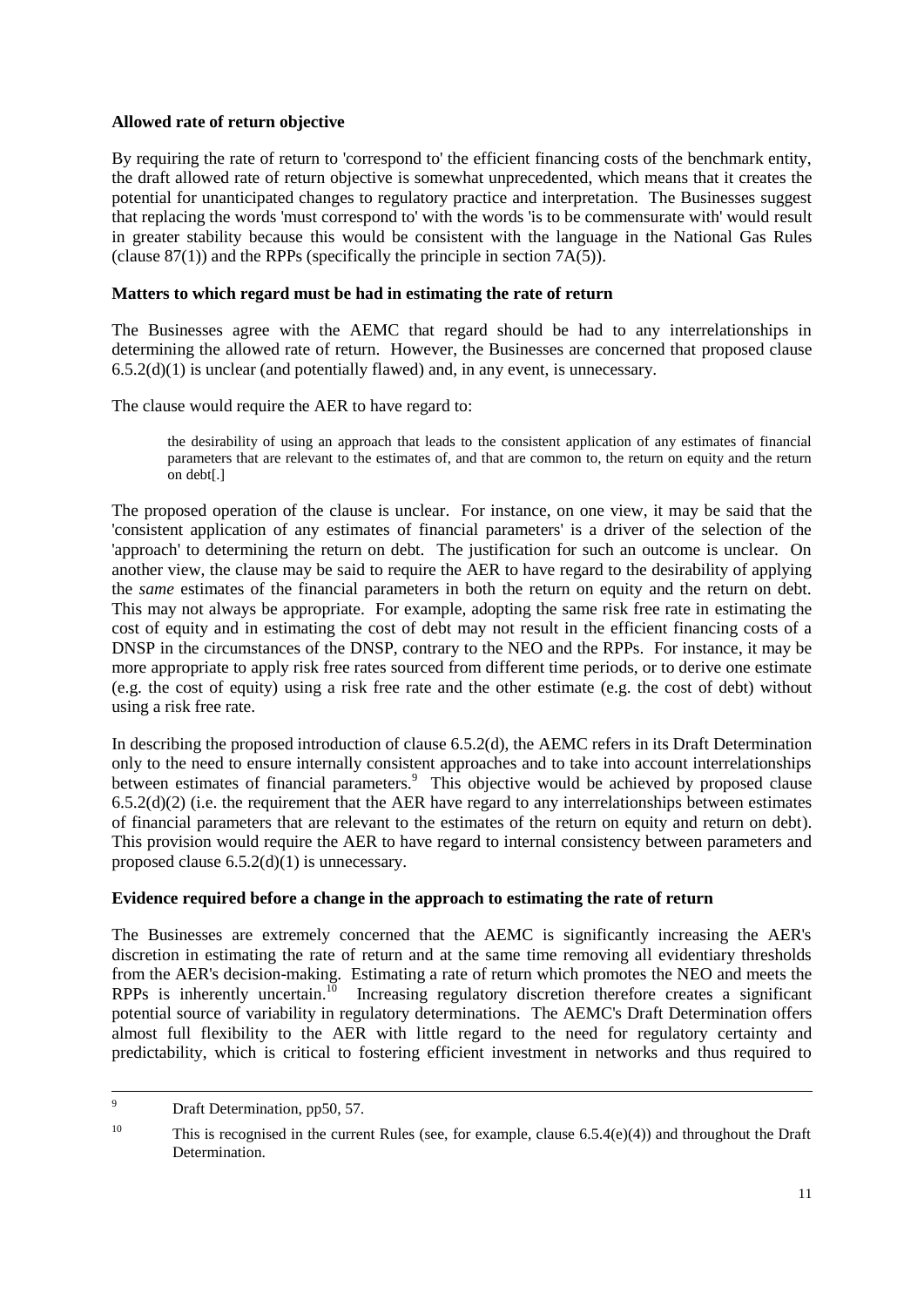**Allowed rate of return objective**

By requiring the rate of return to 'correspond to' the efficient financing costs of the benchmark entity, the draft allowed rate of return objective is somewhat unprecedented, which means that it creates the potential for unanticipated changes to regulatory practice and interpretation. The Businesses suggest that replacing the words 'must correspond to' with the words 'is to be commensurate with' would result in greater stability because this would be consistent with the language in the National Gas Rules (clause 87(1)) and the RPPs (specifically the principle in section 7A(5)).

**Matters to which regard must be had in estimating the rate of return**

The Businesses agree with the AEMC that regard should be had to any interrelationships in determining the allowed rate of return. However, the Businesses are concerned that proposed clause 6.5.2(d)(1) is unclear (and potentially flawed) and, in any event, is unnecessary.

The clause would require the AER to have regard to:

> the desirability of using an approach that leads to the consistent application of any estimates of financial parameters that are relevant to the estimates of, and that are common to, the return on equity and the return on debt[.]

The proposed operation of the clause is unclear. For instance, on one view, it may be said that the 'consistent application of any estimates of financial parameters' is a driver of the selection of the 'approach' to determining the return on debt. The justification for such an outcome is unclear. On another view, the clause may be said to require the AER to have regard to the desirability of applying the *same* estimates of the financial parameters in both the return on equity and the return on debt. This may not always be appropriate. For example, adopting the same risk free rate in estimating the cost of equity and in estimating the cost of debt may not result in the efficient financing costs of a DNSP in the circumstances of the DNSP, contrary to the NEO and the RPPs. For instance, it may be more appropriate to apply risk free rates sourced from different time periods, or to derive one estimate (e.g. the cost of equity) using a risk free rate and the other estimate (e.g. the cost of debt) without using a risk free rate.

In describing the proposed introduction of clause 6.5.2(d), the AEMC refers in its Draft Determination only to the need to ensure internally consistent approaches and to take into account interrelationships between estimates of financial parameters.[9] This objective would be achieved by proposed clause 6.5.2(d)(2) (i.e. the requirement that the AER have regard to any interrelationships between estimates of financial parameters that are relevant to the estimates of the return on equity and return on debt). This provision would require the AER to have regard to internal consistency between parameters and proposed clause 6.5.2(d)(1) is unnecessary.

**Evidence required before a change in the approach to estimating the rate of return**

The Businesses are extremely concerned that the AEMC is significantly increasing the AER's discretion in estimating the rate of return and at the same time removing all evidentiary thresholds from the AER's decision-making. Estimating a rate of return which promotes the NEO and meets the RPPs is inherently uncertain.[10] Increasing regulatory discretion therefore creates a significant potential source of variability in regulatory determinations. The AEMC's Draft Determination offers almost full flexibility to the AER with little regard to the need for regulatory certainty and predictability, which is critical to fostering efficient investment in networks and thus required to

---

[9] Draft Determination, pp50, 57.

[10] This is recognised in the current Rules (see, for example, clause 6.5.4(e)(4)) and throughout the Draft Determination.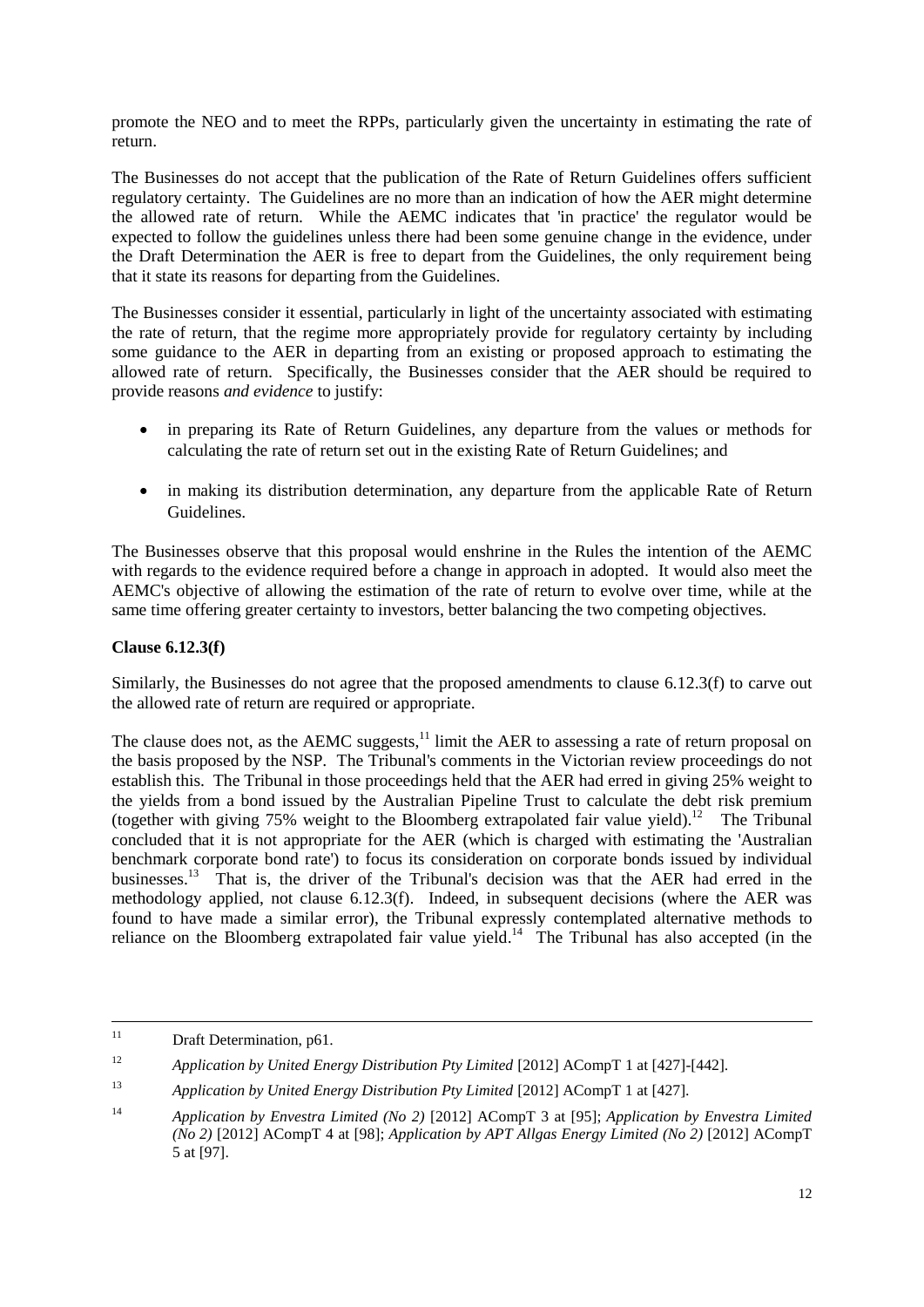promote the NEO and to meet the RPPs, particularly given the uncertainty in estimating the rate of return.

The Businesses do not accept that the publication of the Rate of Return Guidelines offers sufficient regulatory certainty. The Guidelines are no more than an indication of how the AER might determine the allowed rate of return. While the AEMC indicates that 'in practice' the regulator would be expected to follow the guidelines unless there had been some genuine change in the evidence, under the Draft Determination the AER is free to depart from the Guidelines, the only requirement being that it state its reasons for departing from the Guidelines.

The Businesses consider it essential, particularly in light of the uncertainty associated with estimating the rate of return, that the regime more appropriately provide for regulatory certainty by including some guidance to the AER in departing from an existing or proposed approach to estimating the allowed rate of return. Specifically, the Businesses consider that the AER should be required to provide reasons *and evidence* to justify:

- in preparing its Rate of Return Guidelines, any departure from the values or methods for calculating the rate of return set out in the existing Rate of Return Guidelines; and
- in making its distribution determination, any departure from the applicable Rate of Return Guidelines.

The Businesses observe that this proposal would enshrine in the Rules the intention of the AEMC with regards to the evidence required before a change in approach in adopted. It would also meet the AEMC's objective of allowing the estimation of the rate of return to evolve over time, while at the same time offering greater certainty to investors, better balancing the two competing objectives.

**Clause 6.12.3(f)**

Similarly, the Businesses do not agree that the proposed amendments to clause 6.12.3(f) to carve out the allowed rate of return are required or appropriate.

The clause does not, as the AEMC suggests,[11] limit the AER to assessing a rate of return proposal on the basis proposed by the NSP. The Tribunal's comments in the Victorian review proceedings do not establish this. The Tribunal in those proceedings held that the AER had erred in giving 25% weight to the yields from a bond issued by the Australian Pipeline Trust to calculate the debt risk premium (together with giving 75% weight to the Bloomberg extrapolated fair value yield).[12] The Tribunal concluded that it is not appropriate for the AER (which is charged with estimating the 'Australian benchmark corporate bond rate') to focus its consideration on corporate bonds issued by individual businesses.[13] That is, the driver of the Tribunal's decision was that the AER had erred in the methodology applied, not clause 6.12.3(f). Indeed, in subsequent decisions (where the AER was found to have made a similar error), the Tribunal expressly contemplated alternative methods to reliance on the Bloomberg extrapolated fair value yield.[14] The Tribunal has also accepted (in the

---

[11] Draft Determination, p61.

[12] *Application by United Energy Distribution Pty Limited* [2012] ACompT 1 at [427]-[442].

[13] *Application by United Energy Distribution Pty Limited* [2012] ACompT 1 at [427].

[14] *Application by Envestra Limited (No 2)* [2012] ACompT 3 at [95]; *Application by Envestra Limited (No 2)* [2012] ACompT 4 at [98]; *Application by APT Allgas Energy Limited (No 2)* [2012] ACompT 5 at [97].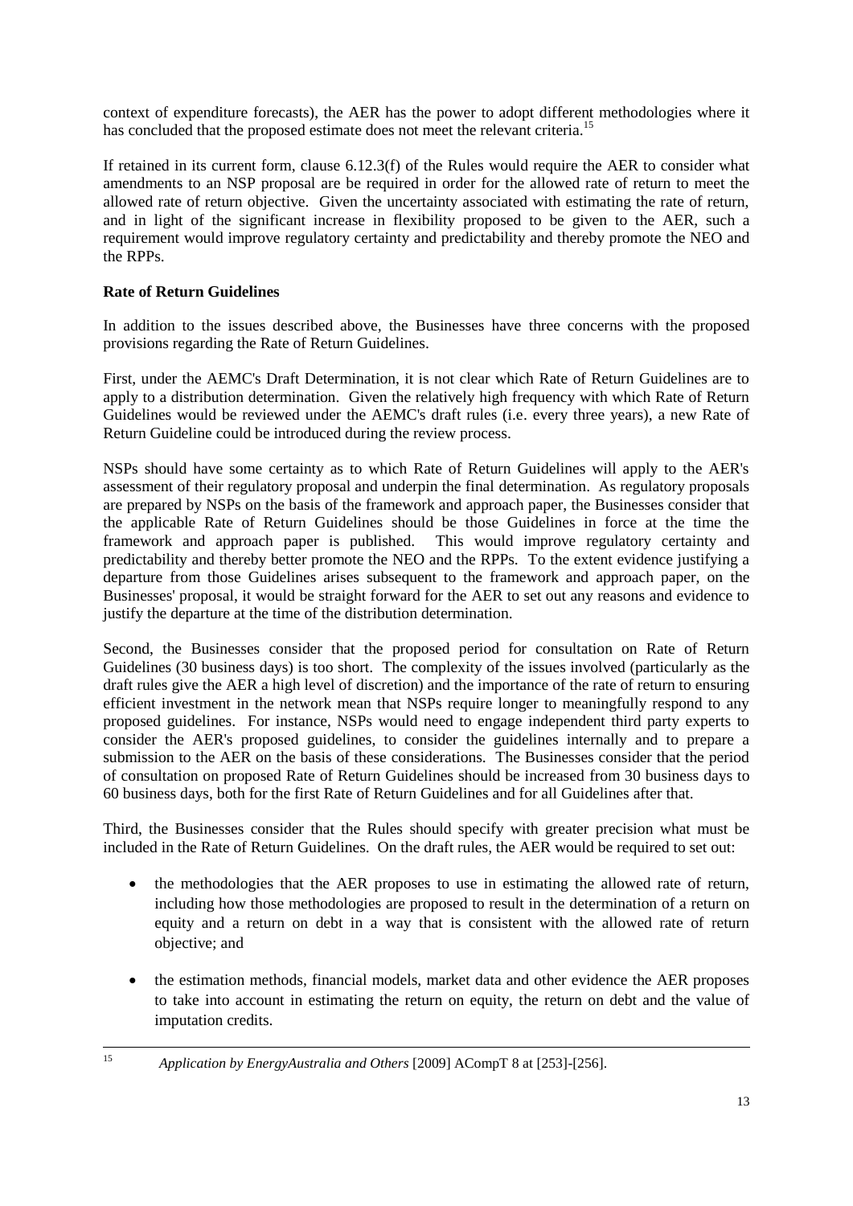context of expenditure forecasts), the AER has the power to adopt different methodologies where it has concluded that the proposed estimate does not meet the relevant criteria.[15]

If retained in its current form, clause 6.12.3(f) of the Rules would require the AER to consider what amendments to an NSP proposal are be required in order for the allowed rate of return to meet the allowed rate of return objective. Given the uncertainty associated with estimating the rate of return, and in light of the significant increase in flexibility proposed to be given to the AER, such a requirement would improve regulatory certainty and predictability and thereby promote the NEO and the RPPs.

**Rate of Return Guidelines**

In addition to the issues described above, the Businesses have three concerns with the proposed provisions regarding the Rate of Return Guidelines.

First, under the AEMC's Draft Determination, it is not clear which Rate of Return Guidelines are to apply to a distribution determination. Given the relatively high frequency with which Rate of Return Guidelines would be reviewed under the AEMC's draft rules (i.e. every three years), a new Rate of Return Guideline could be introduced during the review process.

NSPs should have some certainty as to which Rate of Return Guidelines will apply to the AER's assessment of their regulatory proposal and underpin the final determination. As regulatory proposals are prepared by NSPs on the basis of the framework and approach paper, the Businesses consider that the applicable Rate of Return Guidelines should be those Guidelines in force at the time the framework and approach paper is published. This would improve regulatory certainty and predictability and thereby better promote the NEO and the RPPs. To the extent evidence justifying a departure from those Guidelines arises subsequent to the framework and approach paper, on the Businesses' proposal, it would be straight forward for the AER to set out any reasons and evidence to justify the departure at the time of the distribution determination.

Second, the Businesses consider that the proposed period for consultation on Rate of Return Guidelines (30 business days) is too short. The complexity of the issues involved (particularly as the draft rules give the AER a high level of discretion) and the importance of the rate of return to ensuring efficient investment in the network mean that NSPs require longer to meaningfully respond to any proposed guidelines. For instance, NSPs would need to engage independent third party experts to consider the AER's proposed guidelines, to consider the guidelines internally and to prepare a submission to the AER on the basis of these considerations. The Businesses consider that the period of consultation on proposed Rate of Return Guidelines should be increased from 30 business days to 60 business days, both for the first Rate of Return Guidelines and for all Guidelines after that.

Third, the Businesses consider that the Rules should specify with greater precision what must be included in the Rate of Return Guidelines. On the draft rules, the AER would be required to set out:

- the methodologies that the AER proposes to use in estimating the allowed rate of return, including how those methodologies are proposed to result in the determination of a return on equity and a return on debt in a way that is consistent with the allowed rate of return objective; and
- the estimation methods, financial models, market data and other evidence the AER proposes to take into account in estimating the return on equity, the return on debt and the value of imputation credits.

---

[15] *Application by EnergyAustralia and Others* [2009] ACompT 8 at [253]-[256].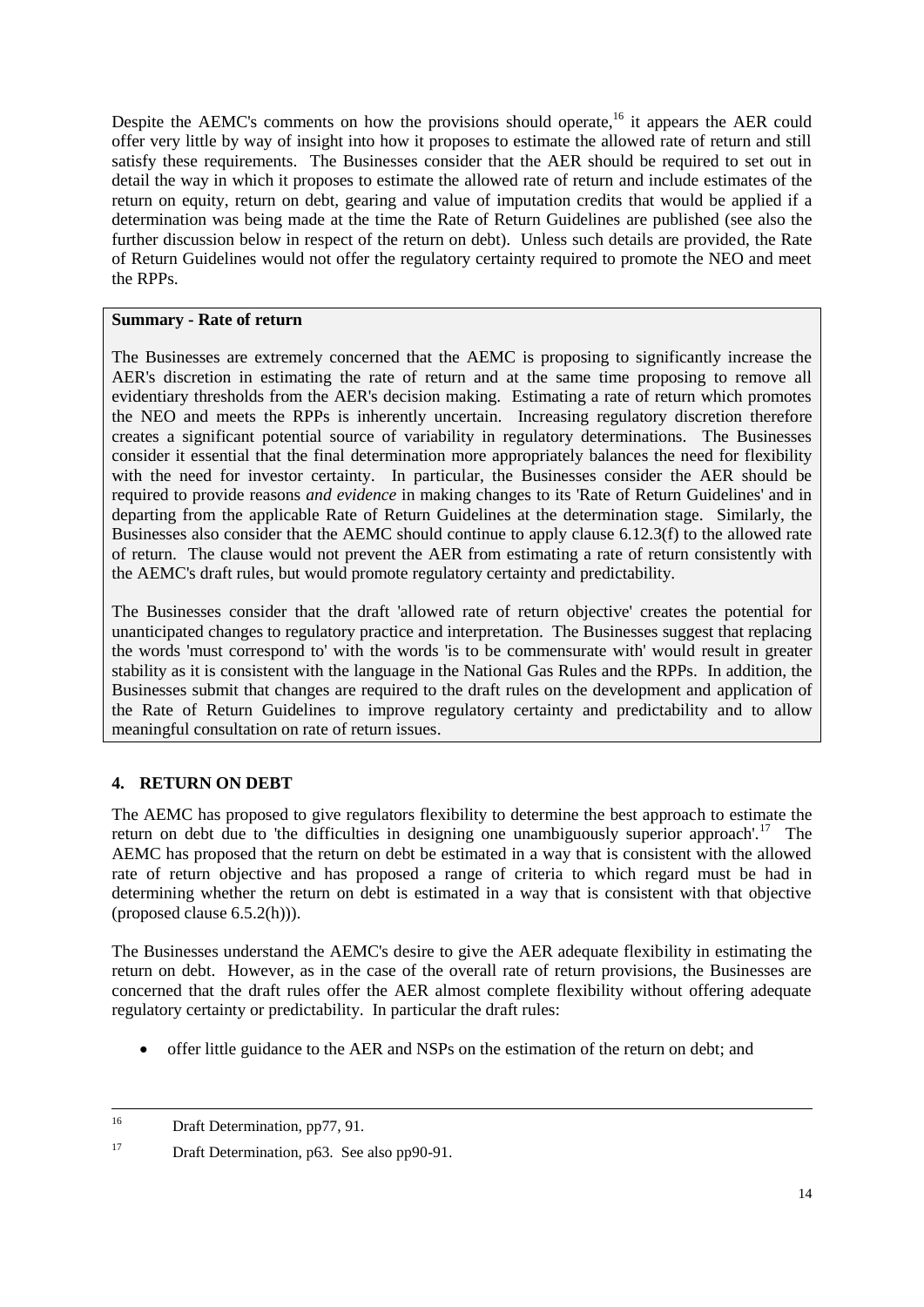Despite the AEMC's comments on how the provisions should operate,[16] it appears the AER could offer very little by way of insight into how it proposes to estimate the allowed rate of return and still satisfy these requirements. The Businesses consider that the AER should be required to set out in detail the way in which it proposes to estimate the allowed rate of return and include estimates of the return on equity, return on debt, gearing and value of imputation credits that would be applied if a determination was being made at the time the Rate of Return Guidelines are published (see also the further discussion below in respect of the return on debt). Unless such details are provided, the Rate of Return Guidelines would not offer the regulatory certainty required to promote the NEO and meet the RPPs.

> **Summary - Rate of return**
>
> The Businesses are extremely concerned that the AEMC is proposing to significantly increase the AER's discretion in estimating the rate of return and at the same time proposing to remove all evidentiary thresholds from the AER's decision making. Estimating a rate of return which promotes the NEO and meets the RPPs is inherently uncertain. Increasing regulatory discretion therefore creates a significant potential source of variability in regulatory determinations. The Businesses consider it essential that the final determination more appropriately balances the need for flexibility with the need for investor certainty. In particular, the Businesses consider the AER should be required to provide reasons *and evidence* in making changes to its 'Rate of Return Guidelines' and in departing from the applicable Rate of Return Guidelines at the determination stage. Similarly, the Businesses also consider that the AEMC should continue to apply clause 6.12.3(f) to the allowed rate of return. The clause would not prevent the AER from estimating a rate of return consistently with the AEMC's draft rules, but would promote regulatory certainty and predictability.
>
> The Businesses consider that the draft 'allowed rate of return objective' creates the potential for unanticipated changes to regulatory practice and interpretation. The Businesses suggest that replacing the words 'must correspond to' with the words 'is to be commensurate with' would result in greater stability as it is consistent with the language in the National Gas Rules and the RPPs. In addition, the Businesses submit that changes are required to the draft rules on the development and application of the Rate of Return Guidelines to improve regulatory certainty and predictability and to allow meaningful consultation on rate of return issues.

## 4. RETURN ON DEBT

The AEMC has proposed to give regulators flexibility to determine the best approach to estimate the return on debt due to 'the difficulties in designing one unambiguously superior approach'.[17] The AEMC has proposed that the return on debt be estimated in a way that is consistent with the allowed rate of return objective and has proposed a range of criteria to which regard must be had in determining whether the return on debt is estimated in a way that is consistent with that objective (proposed clause 6.5.2(h))).

The Businesses understand the AEMC's desire to give the AER adequate flexibility in estimating the return on debt. However, as in the case of the overall rate of return provisions, the Businesses are concerned that the draft rules offer the AER almost complete flexibility without offering adequate regulatory certainty or predictability. In particular the draft rules:

- offer little guidance to the AER and NSPs on the estimation of the return on debt; and

---

[16] Draft Determination, pp77, 91.

[17] Draft Determination, p63. See also pp90-91.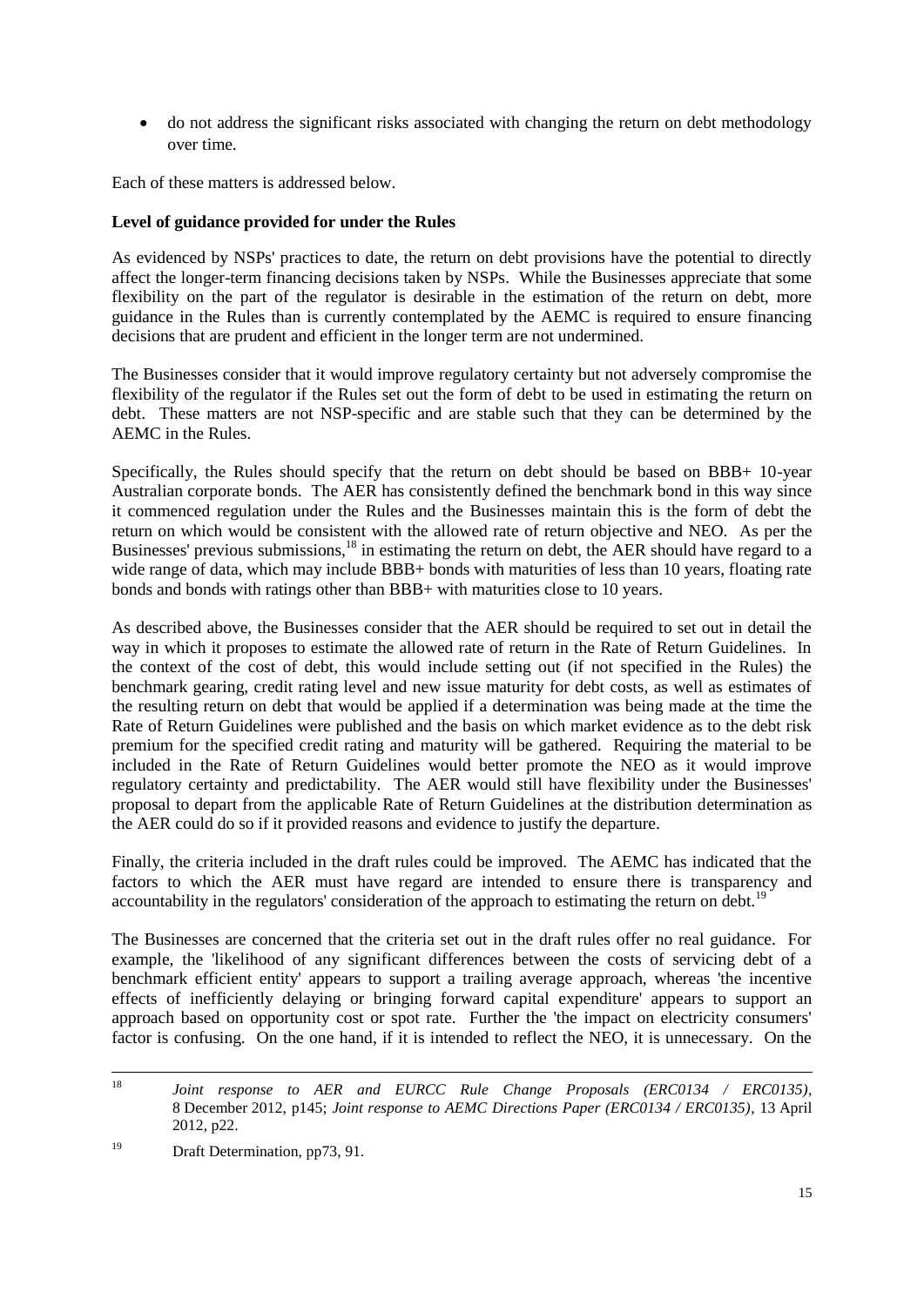- do not address the significant risks associated with changing the return on debt methodology over time.

Each of these matters is addressed below.

**Level of guidance provided for under the Rules**

As evidenced by NSPs' practices to date, the return on debt provisions have the potential to directly affect the longer-term financing decisions taken by NSPs. While the Businesses appreciate that some flexibility on the part of the regulator is desirable in the estimation of the return on debt, more guidance in the Rules than is currently contemplated by the AEMC is required to ensure financing decisions that are prudent and efficient in the longer term are not undermined.

The Businesses consider that it would improve regulatory certainty but not adversely compromise the flexibility of the regulator if the Rules set out the form of debt to be used in estimating the return on debt. These matters are not NSP-specific and are stable such that they can be determined by the AEMC in the Rules.

Specifically, the Rules should specify that the return on debt should be based on BBB+ 10-year Australian corporate bonds. The AER has consistently defined the benchmark bond in this way since it commenced regulation under the Rules and the Businesses maintain this is the form of debt the return on which would be consistent with the allowed rate of return objective and NEO. As per the Businesses' previous submissions,[18] in estimating the return on debt, the AER should have regard to a wide range of data, which may include BBB+ bonds with maturities of less than 10 years, floating rate bonds and bonds with ratings other than BBB+ with maturities close to 10 years.

As described above, the Businesses consider that the AER should be required to set out in detail the way in which it proposes to estimate the allowed rate of return in the Rate of Return Guidelines. In the context of the cost of debt, this would include setting out (if not specified in the Rules) the benchmark gearing, credit rating level and new issue maturity for debt costs, as well as estimates of the resulting return on debt that would be applied if a determination was being made at the time the Rate of Return Guidelines were published and the basis on which market evidence as to the debt risk premium for the specified credit rating and maturity will be gathered. Requiring the material to be included in the Rate of Return Guidelines would better promote the NEO as it would improve regulatory certainty and predictability. The AER would still have flexibility under the Businesses' proposal to depart from the applicable Rate of Return Guidelines at the distribution determination as the AER could do so if it provided reasons and evidence to justify the departure.

Finally, the criteria included in the draft rules could be improved. The AEMC has indicated that the factors to which the AER must have regard are intended to ensure there is transparency and accountability in the regulators' consideration of the approach to estimating the return on debt.[19]

The Businesses are concerned that the criteria set out in the draft rules offer no real guidance. For example, the 'likelihood of any significant differences between the costs of servicing debt of a benchmark efficient entity' appears to support a trailing average approach, whereas 'the incentive effects of inefficiently delaying or bringing forward capital expenditure' appears to support an approach based on opportunity cost or spot rate. Further the 'the impact on electricity consumers' factor is confusing. On the one hand, if it is intended to reflect the NEO, it is unnecessary. On the

---

[18] *Joint response to AER and EURCC Rule Change Proposals (ERC0134 / ERC0135)*, 8 December 2012, p145; *Joint response to AEMC Directions Paper (ERC0134 / ERC0135)*, 13 April 2012, p22.

[19] Draft Determination, pp73, 91.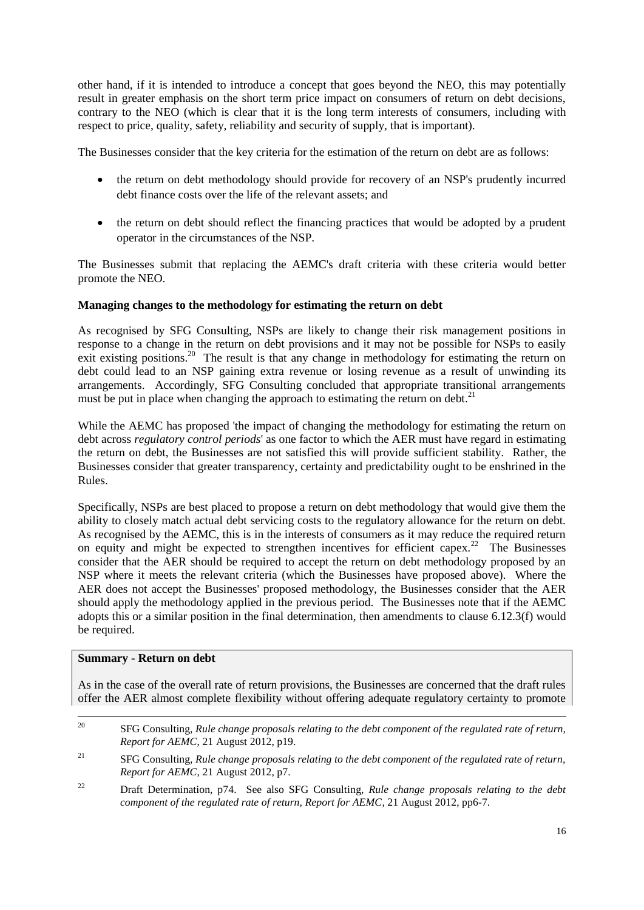other hand, if it is intended to introduce a concept that goes beyond the NEO, this may potentially result in greater emphasis on the short term price impact on consumers of return on debt decisions, contrary to the NEO (which is clear that it is the long term interests of consumers, including with respect to price, quality, safety, reliability and security of supply, that is important).

The Businesses consider that the key criteria for the estimation of the return on debt are as follows:

- the return on debt methodology should provide for recovery of an NSP's prudently incurred debt finance costs over the life of the relevant assets; and
- the return on debt should reflect the financing practices that would be adopted by a prudent operator in the circumstances of the NSP.

The Businesses submit that replacing the AEMC's draft criteria with these criteria would better promote the NEO.

**Managing changes to the methodology for estimating the return on debt**

As recognised by SFG Consulting, NSPs are likely to change their risk management positions in response to a change in the return on debt provisions and it may not be possible for NSPs to easily exit existing positions.[20] The result is that any change in methodology for estimating the return on debt could lead to an NSP gaining extra revenue or losing revenue as a result of unwinding its arrangements. Accordingly, SFG Consulting concluded that appropriate transitional arrangements must be put in place when changing the approach to estimating the return on debt.[21]

While the AEMC has proposed 'the impact of changing the methodology for estimating the return on debt across *regulatory control periods*' as one factor to which the AER must have regard in estimating the return on debt, the Businesses are not satisfied this will provide sufficient stability. Rather, the Businesses consider that greater transparency, certainty and predictability ought to be enshrined in the Rules.

Specifically, NSPs are best placed to propose a return on debt methodology that would give them the ability to closely match actual debt servicing costs to the regulatory allowance for the return on debt. As recognised by the AEMC, this is in the interests of consumers as it may reduce the required return on equity and might be expected to strengthen incentives for efficient capex.[22] The Businesses consider that the AER should be required to accept the return on debt methodology proposed by an NSP where it meets the relevant criteria (which the Businesses have proposed above). Where the AER does not accept the Businesses' proposed methodology, the Businesses consider that the AER should apply the methodology applied in the previous period. The Businesses note that if the AEMC adopts this or a similar position in the final determination, then amendments to clause 6.12.3(f) would be required.

**Summary - Return on debt**

As in the case of the overall rate of return provisions, the Businesses are concerned that the draft rules offer the AER almost complete flexibility without offering adequate regulatory certainty to promote

---

[20] SFG Consulting, *Rule change proposals relating to the debt component of the regulated rate of return, Report for AEMC*, 21 August 2012, p19.

[21] SFG Consulting, *Rule change proposals relating to the debt component of the regulated rate of return, Report for AEMC*, 21 August 2012, p7.

[22] Draft Determination, p74. See also SFG Consulting, *Rule change proposals relating to the debt component of the regulated rate of return, Report for AEMC*, 21 August 2012, pp6-7.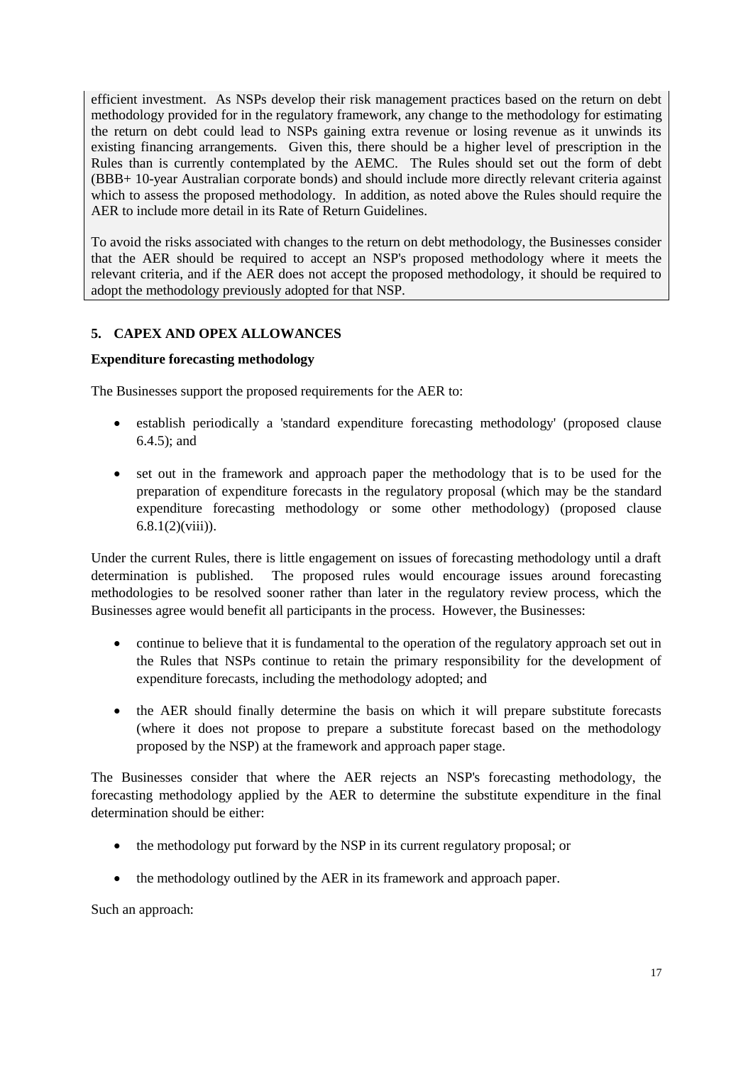efficient investment. As NSPs develop their risk management practices based on the return on debt methodology provided for in the regulatory framework, any change to the methodology for estimating the return on debt could lead to NSPs gaining extra revenue or losing revenue as it unwinds its existing financing arrangements. Given this, there should be a higher level of prescription in the Rules than is currently contemplated by the AEMC. The Rules should set out the form of debt (BBB+ 10-year Australian corporate bonds) and should include more directly relevant criteria against which to assess the proposed methodology. In addition, as noted above the Rules should require the AER to include more detail in its Rate of Return Guidelines.

To avoid the risks associated with changes to the return on debt methodology, the Businesses consider that the AER should be required to accept an NSP's proposed methodology where it meets the relevant criteria, and if the AER does not accept the proposed methodology, it should be required to adopt the methodology previously adopted for that NSP.

## 5. CAPEX AND OPEX ALLOWANCES

**Expenditure forecasting methodology**

The Businesses support the proposed requirements for the AER to:

- establish periodically a 'standard expenditure forecasting methodology' (proposed clause 6.4.5); and
- set out in the framework and approach paper the methodology that is to be used for the preparation of expenditure forecasts in the regulatory proposal (which may be the standard expenditure forecasting methodology or some other methodology) (proposed clause 6.8.1(2)(viii)).

Under the current Rules, there is little engagement on issues of forecasting methodology until a draft determination is published. The proposed rules would encourage issues around forecasting methodologies to be resolved sooner rather than later in the regulatory review process, which the Businesses agree would benefit all participants in the process. However, the Businesses:

- continue to believe that it is fundamental to the operation of the regulatory approach set out in the Rules that NSPs continue to retain the primary responsibility for the development of expenditure forecasts, including the methodology adopted; and
- the AER should finally determine the basis on which it will prepare substitute forecasts (where it does not propose to prepare a substitute forecast based on the methodology proposed by the NSP) at the framework and approach paper stage.

The Businesses consider that where the AER rejects an NSP's forecasting methodology, the forecasting methodology applied by the AER to determine the substitute expenditure in the final determination should be either:

- the methodology put forward by the NSP in its current regulatory proposal; or
- the methodology outlined by the AER in its framework and approach paper.

Such an approach: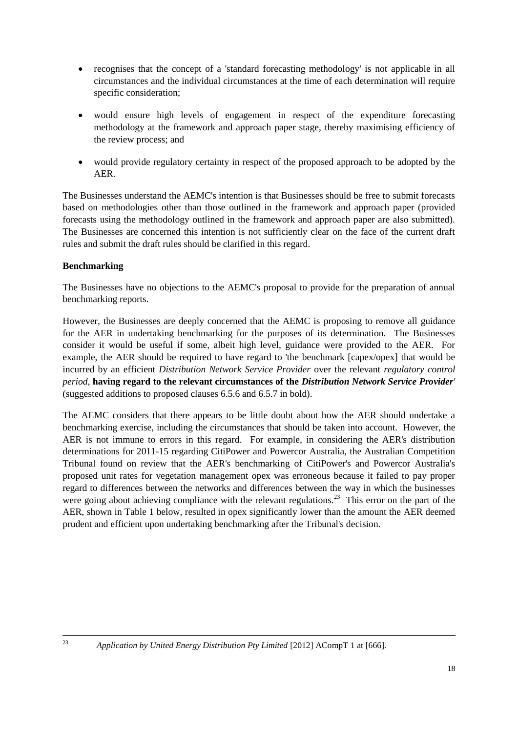- recognises that the concept of a 'standard forecasting methodology' is not applicable in all circumstances and the individual circumstances at the time of each determination will require specific consideration;
- would ensure high levels of engagement in respect of the expenditure forecasting methodology at the framework and approach paper stage, thereby maximising efficiency of the review process; and
- would provide regulatory certainty in respect of the proposed approach to be adopted by the AER.

The Businesses understand the AEMC's intention is that Businesses should be free to submit forecasts based on methodologies other than those outlined in the framework and approach paper (provided forecasts using the methodology outlined in the framework and approach paper are also submitted). The Businesses are concerned this intention is not sufficiently clear on the face of the current draft rules and submit the draft rules should be clarified in this regard.

**Benchmarking**

The Businesses have no objections to the AEMC's proposal to provide for the preparation of annual benchmarking reports.

However, the Businesses are deeply concerned that the AEMC is proposing to remove all guidance for the AER in undertaking benchmarking for the purposes of its determination. The Businesses consider it would be useful if some, albeit high level, guidance were provided to the AER. For example, the AER should be required to have regard to 'the benchmark [capex/opex] that would be incurred by an efficient *Distribution Network Service Provider* over the relevant *regulatory control period*, **having regard to the relevant circumstances of the *Distribution Network Service Provider*'** (suggested additions to proposed clauses 6.5.6 and 6.5.7 in bold).

The AEMC considers that there appears to be little doubt about how the AER should undertake a benchmarking exercise, including the circumstances that should be taken into account. However, the AER is not immune to errors in this regard. For example, in considering the AER's distribution determinations for 2011-15 regarding CitiPower and Powercor Australia, the Australian Competition Tribunal found on review that the AER's benchmarking of CitiPower's and Powercor Australia's proposed unit rates for vegetation management opex was erroneous because it failed to pay proper regard to differences between the networks and differences between the way in which the businesses were going about achieving compliance with the relevant regulations.[23] This error on the part of the AER, shown in Table 1 below, resulted in opex significantly lower than the amount the AER deemed prudent and efficient upon undertaking benchmarking after the Tribunal's decision.

---

[23] *Application by United Energy Distribution Pty Limited* [2012] ACompT 1 at [666].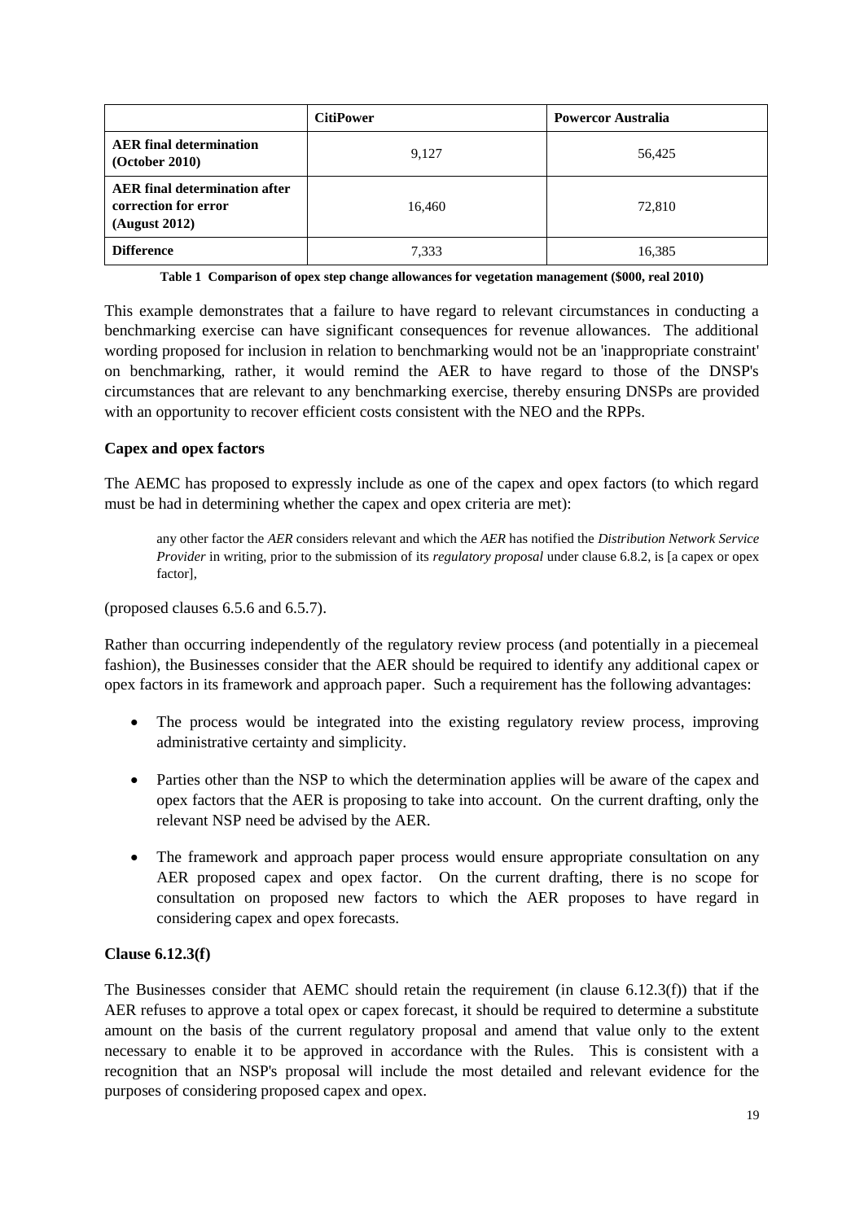| | CitiPower | Powercor Australia |
|---|---|---|
| **AER final determination (October 2010)** | 9,127 | 56,425 |
| **AER final determination after correction for error (August 2012)** | 16,460 | 72,810 |
| **Difference** | 7,333 | 16,385 |

**Table 1 Comparison of opex step change allowances for vegetation management ($000, real 2010)**

This example demonstrates that a failure to have regard to relevant circumstances in conducting a benchmarking exercise can have significant consequences for revenue allowances. The additional wording proposed for inclusion in relation to benchmarking would not be an 'inappropriate constraint' on benchmarking, rather, it would remind the AER to have regard to those of the DNSP's circumstances that are relevant to any benchmarking exercise, thereby ensuring DNSPs are provided with an opportunity to recover efficient costs consistent with the NEO and the RPPs.

**Capex and opex factors**

The AEMC has proposed to expressly include as one of the capex and opex factors (to which regard must be had in determining whether the capex and opex criteria are met):

> any other factor the *AER* considers relevant and which the *AER* has notified the *Distribution Network Service Provider* in writing, prior to the submission of its *regulatory proposal* under clause 6.8.2, is [a capex or opex factor],

(proposed clauses 6.5.6 and 6.5.7).

Rather than occurring independently of the regulatory review process (and potentially in a piecemeal fashion), the Businesses consider that the AER should be required to identify any additional capex or opex factors in its framework and approach paper. Such a requirement has the following advantages:

- The process would be integrated into the existing regulatory review process, improving administrative certainty and simplicity.
- Parties other than the NSP to which the determination applies will be aware of the capex and opex factors that the AER is proposing to take into account. On the current drafting, only the relevant NSP need be advised by the AER.
- The framework and approach paper process would ensure appropriate consultation on any AER proposed capex and opex factor. On the current drafting, there is no scope for consultation on proposed new factors to which the AER proposes to have regard in considering capex and opex forecasts.

**Clause 6.12.3(f)**

The Businesses consider that AEMC should retain the requirement (in clause 6.12.3(f)) that if the AER refuses to approve a total opex or capex forecast, it should be required to determine a substitute amount on the basis of the current regulatory proposal and amend that value only to the extent necessary to enable it to be approved in accordance with the Rules. This is consistent with a recognition that an NSP's proposal will include the most detailed and relevant evidence for the purposes of considering proposed capex and opex.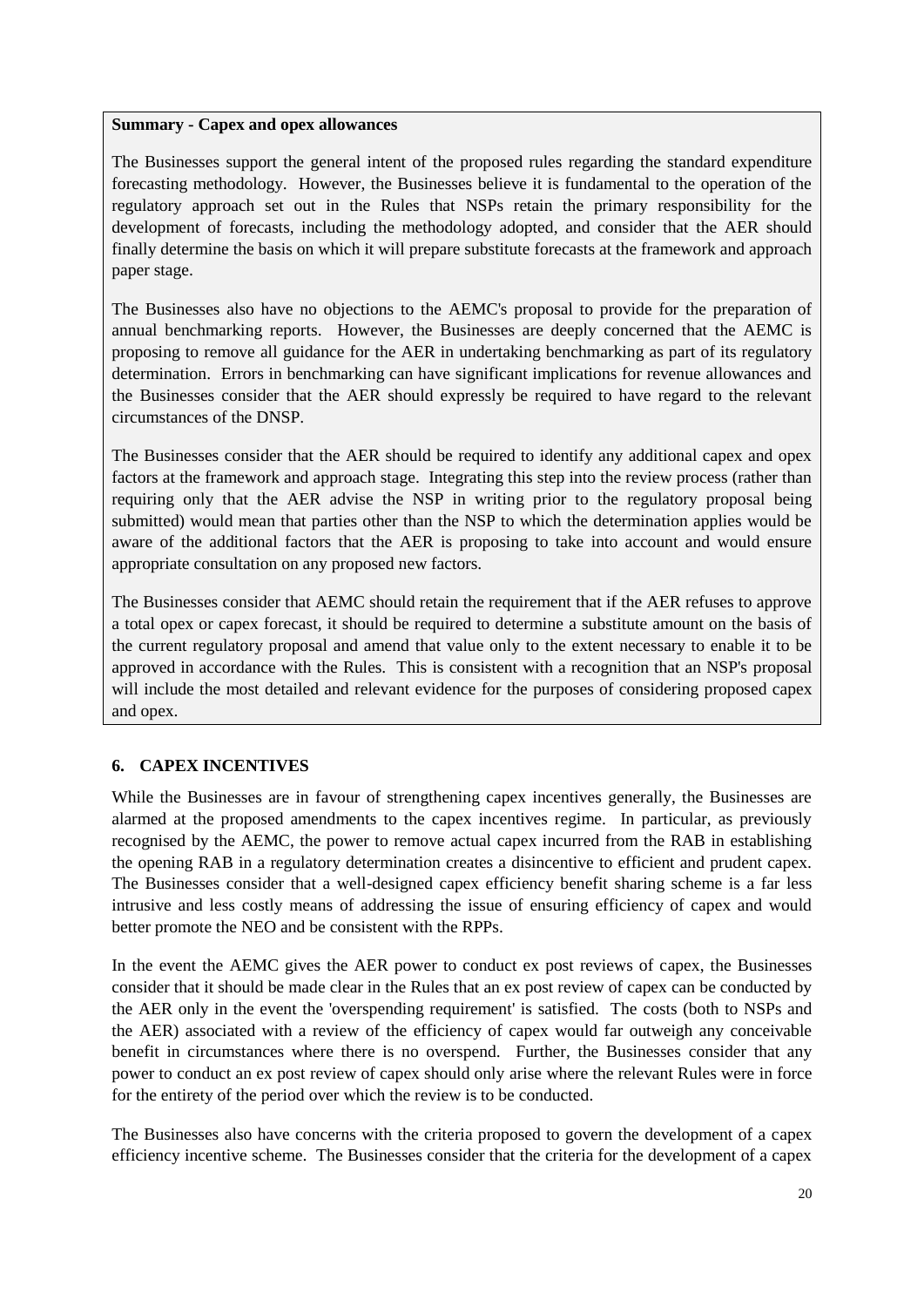**Summary - Capex and opex allowances**

The Businesses support the general intent of the proposed rules regarding the standard expenditure forecasting methodology. However, the Businesses believe it is fundamental to the operation of the regulatory approach set out in the Rules that NSPs retain the primary responsibility for the development of forecasts, including the methodology adopted, and consider that the AER should finally determine the basis on which it will prepare substitute forecasts at the framework and approach paper stage.

The Businesses also have no objections to the AEMC's proposal to provide for the preparation of annual benchmarking reports. However, the Businesses are deeply concerned that the AEMC is proposing to remove all guidance for the AER in undertaking benchmarking as part of its regulatory determination. Errors in benchmarking can have significant implications for revenue allowances and the Businesses consider that the AER should expressly be required to have regard to the relevant circumstances of the DNSP.

The Businesses consider that the AER should be required to identify any additional capex and opex factors at the framework and approach stage. Integrating this step into the review process (rather than requiring only that the AER advise the NSP in writing prior to the regulatory proposal being submitted) would mean that parties other than the NSP to which the determination applies would be aware of the additional factors that the AER is proposing to take into account and would ensure appropriate consultation on any proposed new factors.

The Businesses consider that AEMC should retain the requirement that if the AER refuses to approve a total opex or capex forecast, it should be required to determine a substitute amount on the basis of the current regulatory proposal and amend that value only to the extent necessary to enable it to be approved in accordance with the Rules. This is consistent with a recognition that an NSP's proposal will include the most detailed and relevant evidence for the purposes of considering proposed capex and opex.

## 6. CAPEX INCENTIVES

While the Businesses are in favour of strengthening capex incentives generally, the Businesses are alarmed at the proposed amendments to the capex incentives regime. In particular, as previously recognised by the AEMC, the power to remove actual capex incurred from the RAB in establishing the opening RAB in a regulatory determination creates a disincentive to efficient and prudent capex. The Businesses consider that a well-designed capex efficiency benefit sharing scheme is a far less intrusive and less costly means of addressing the issue of ensuring efficiency of capex and would better promote the NEO and be consistent with the RPPs.

In the event the AEMC gives the AER power to conduct ex post reviews of capex, the Businesses consider that it should be made clear in the Rules that an ex post review of capex can be conducted by the AER only in the event the 'overspending requirement' is satisfied. The costs (both to NSPs and the AER) associated with a review of the efficiency of capex would far outweigh any conceivable benefit in circumstances where there is no overspend. Further, the Businesses consider that any power to conduct an ex post review of capex should only arise where the relevant Rules were in force for the entirety of the period over which the review is to be conducted.

The Businesses also have concerns with the criteria proposed to govern the development of a capex efficiency incentive scheme. The Businesses consider that the criteria for the development of a capex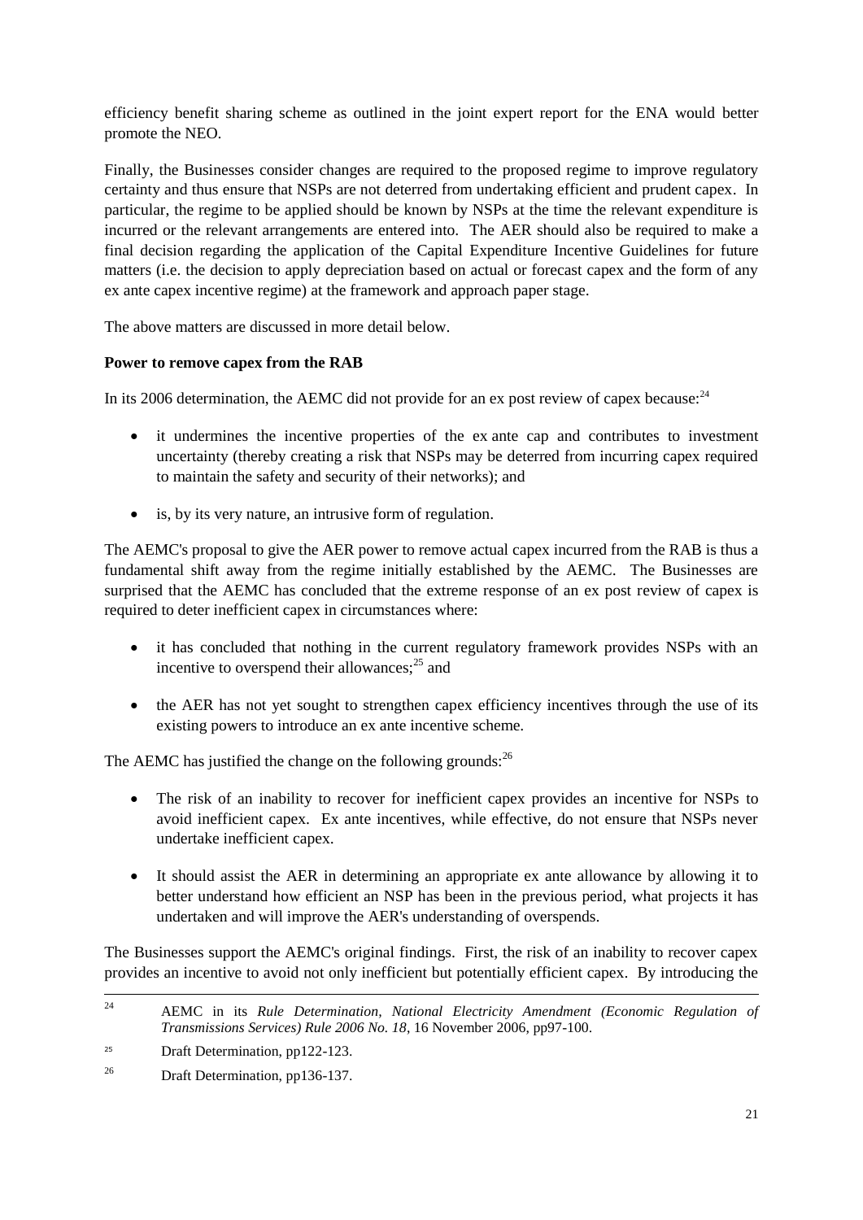efficiency benefit sharing scheme as outlined in the joint expert report for the ENA would better promote the NEO.

Finally, the Businesses consider changes are required to the proposed regime to improve regulatory certainty and thus ensure that NSPs are not deterred from undertaking efficient and prudent capex. In particular, the regime to be applied should be known by NSPs at the time the relevant expenditure is incurred or the relevant arrangements are entered into. The AER should also be required to make a final decision regarding the application of the Capital Expenditure Incentive Guidelines for future matters (i.e. the decision to apply depreciation based on actual or forecast capex and the form of any ex ante capex incentive regime) at the framework and approach paper stage.

The above matters are discussed in more detail below.

**Power to remove capex from the RAB**

In its 2006 determination, the AEMC did not provide for an ex post review of capex because:[24]

- it undermines the incentive properties of the ex ante cap and contributes to investment uncertainty (thereby creating a risk that NSPs may be deterred from incurring capex required to maintain the safety and security of their networks); and
- is, by its very nature, an intrusive form of regulation.

The AEMC's proposal to give the AER power to remove actual capex incurred from the RAB is thus a fundamental shift away from the regime initially established by the AEMC. The Businesses are surprised that the AEMC has concluded that the extreme response of an ex post review of capex is required to deter inefficient capex in circumstances where:

- it has concluded that nothing in the current regulatory framework provides NSPs with an incentive to overspend their allowances;[25] and
- the AER has not yet sought to strengthen capex efficiency incentives through the use of its existing powers to introduce an ex ante incentive scheme.

The AEMC has justified the change on the following grounds:[26]

- The risk of an inability to recover for inefficient capex provides an incentive for NSPs to avoid inefficient capex. Ex ante incentives, while effective, do not ensure that NSPs never undertake inefficient capex.
- It should assist the AER in determining an appropriate ex ante allowance by allowing it to better understand how efficient an NSP has been in the previous period, what projects it has undertaken and will improve the AER's understanding of overspends.

The Businesses support the AEMC's original findings. First, the risk of an inability to recover capex provides an incentive to avoid not only inefficient but potentially efficient capex. By introducing the

---

[24] AEMC in its *Rule Determination, National Electricity Amendment (Economic Regulation of Transmissions Services) Rule 2006 No. 18*, 16 November 2006, pp97-100.

[25] Draft Determination, pp122-123.

[26] Draft Determination, pp136-137.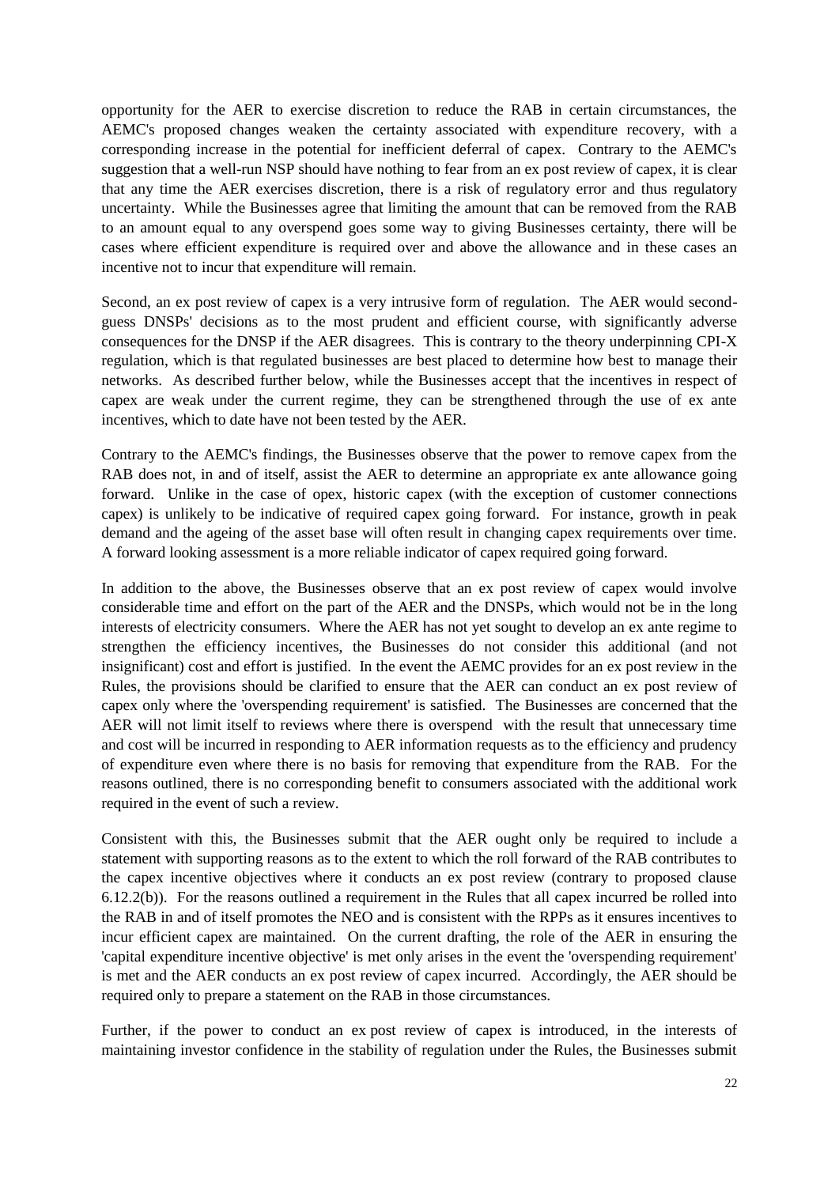opportunity for the AER to exercise discretion to reduce the RAB in certain circumstances, the AEMC's proposed changes weaken the certainty associated with expenditure recovery, with a corresponding increase in the potential for inefficient deferral of capex. Contrary to the AEMC's suggestion that a well-run NSP should have nothing to fear from an ex post review of capex, it is clear that any time the AER exercises discretion, there is a risk of regulatory error and thus regulatory uncertainty. While the Businesses agree that limiting the amount that can be removed from the RAB to an amount equal to any overspend goes some way to giving Businesses certainty, there will be cases where efficient expenditure is required over and above the allowance and in these cases an incentive not to incur that expenditure will remain.

Second, an ex post review of capex is a very intrusive form of regulation. The AER would second-guess DNSPs' decisions as to the most prudent and efficient course, with significantly adverse consequences for the DNSP if the AER disagrees. This is contrary to the theory underpinning CPI-X regulation, which is that regulated businesses are best placed to determine how best to manage their networks. As described further below, while the Businesses accept that the incentives in respect of capex are weak under the current regime, they can be strengthened through the use of ex ante incentives, which to date have not been tested by the AER.

Contrary to the AEMC's findings, the Businesses observe that the power to remove capex from the RAB does not, in and of itself, assist the AER to determine an appropriate ex ante allowance going forward. Unlike in the case of opex, historic capex (with the exception of customer connections capex) is unlikely to be indicative of required capex going forward. For instance, growth in peak demand and the ageing of the asset base will often result in changing capex requirements over time. A forward looking assessment is a more reliable indicator of capex required going forward.

In addition to the above, the Businesses observe that an ex post review of capex would involve considerable time and effort on the part of the AER and the DNSPs, which would not be in the long interests of electricity consumers. Where the AER has not yet sought to develop an ex ante regime to strengthen the efficiency incentives, the Businesses do not consider this additional (and not insignificant) cost and effort is justified. In the event the AEMC provides for an ex post review in the Rules, the provisions should be clarified to ensure that the AER can conduct an ex post review of capex only where the 'overspending requirement' is satisfied. The Businesses are concerned that the AER will not limit itself to reviews where there is overspend with the result that unnecessary time and cost will be incurred in responding to AER information requests as to the efficiency and prudency of expenditure even where there is no basis for removing that expenditure from the RAB. For the reasons outlined, there is no corresponding benefit to consumers associated with the additional work required in the event of such a review.

Consistent with this, the Businesses submit that the AER ought only be required to include a statement with supporting reasons as to the extent to which the roll forward of the RAB contributes to the capex incentive objectives where it conducts an ex post review (contrary to proposed clause 6.12.2(b)). For the reasons outlined a requirement in the Rules that all capex incurred be rolled into the RAB in and of itself promotes the NEO and is consistent with the RPPs as it ensures incentives to incur efficient capex are maintained. On the current drafting, the role of the AER in ensuring the 'capital expenditure incentive objective' is met only arises in the event the 'overspending requirement' is met and the AER conducts an ex post review of capex incurred. Accordingly, the AER should be required only to prepare a statement on the RAB in those circumstances.

Further, if the power to conduct an ex post review of capex is introduced, in the interests of maintaining investor confidence in the stability of regulation under the Rules, the Businesses submit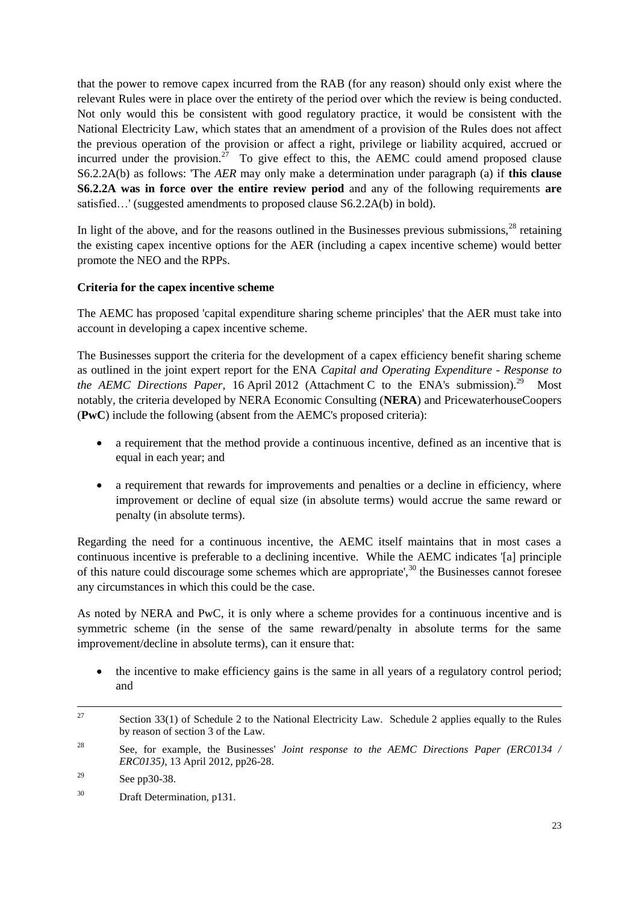that the power to remove capex incurred from the RAB (for any reason) should only exist where the relevant Rules were in place over the entirety of the period over which the review is being conducted. Not only would this be consistent with good regulatory practice, it would be consistent with the National Electricity Law, which states that an amendment of a provision of the Rules does not affect the previous operation of the provision or affect a right, privilege or liability acquired, accrued or incurred under the provision.[27] To give effect to this, the AEMC could amend proposed clause S6.2.2A(b) as follows: 'The *AER* may only make a determination under paragraph (a) if **this clause S6.2.2A was in force over the entire review period** and any of the following requirements **are** satisfied…' (suggested amendments to proposed clause S6.2.2A(b) in bold).

In light of the above, and for the reasons outlined in the Businesses previous submissions,[28] retaining the existing capex incentive options for the AER (including a capex incentive scheme) would better promote the NEO and the RPPs.

**Criteria for the capex incentive scheme**

The AEMC has proposed 'capital expenditure sharing scheme principles' that the AER must take into account in developing a capex incentive scheme.

The Businesses support the criteria for the development of a capex efficiency benefit sharing scheme as outlined in the joint expert report for the ENA *Capital and Operating Expenditure - Response to the AEMC Directions Paper*, 16 April 2012 (Attachment C to the ENA's submission).[29] Most notably, the criteria developed by NERA Economic Consulting (**NERA**) and PricewaterhouseCoopers (**PwC**) include the following (absent from the AEMC's proposed criteria):

- a requirement that the method provide a continuous incentive, defined as an incentive that is equal in each year; and
- a requirement that rewards for improvements and penalties or a decline in efficiency, where improvement or decline of equal size (in absolute terms) would accrue the same reward or penalty (in absolute terms).

Regarding the need for a continuous incentive, the AEMC itself maintains that in most cases a continuous incentive is preferable to a declining incentive. While the AEMC indicates '[a] principle of this nature could discourage some schemes which are appropriate',[30] the Businesses cannot foresee any circumstances in which this could be the case.

As noted by NERA and PwC, it is only where a scheme provides for a continuous incentive and is symmetric scheme (in the sense of the same reward/penalty in absolute terms for the same improvement/decline in absolute terms), can it ensure that:

- the incentive to make efficiency gains is the same in all years of a regulatory control period; and

---

[27] Section 33(1) of Schedule 2 to the National Electricity Law. Schedule 2 applies equally to the Rules by reason of section 3 of the Law.

[28] See, for example, the Businesses' *Joint response to the AEMC Directions Paper (ERC0134 / ERC0135)*, 13 April 2012, pp26-28.

[29] See pp30-38.

[30] Draft Determination, p131.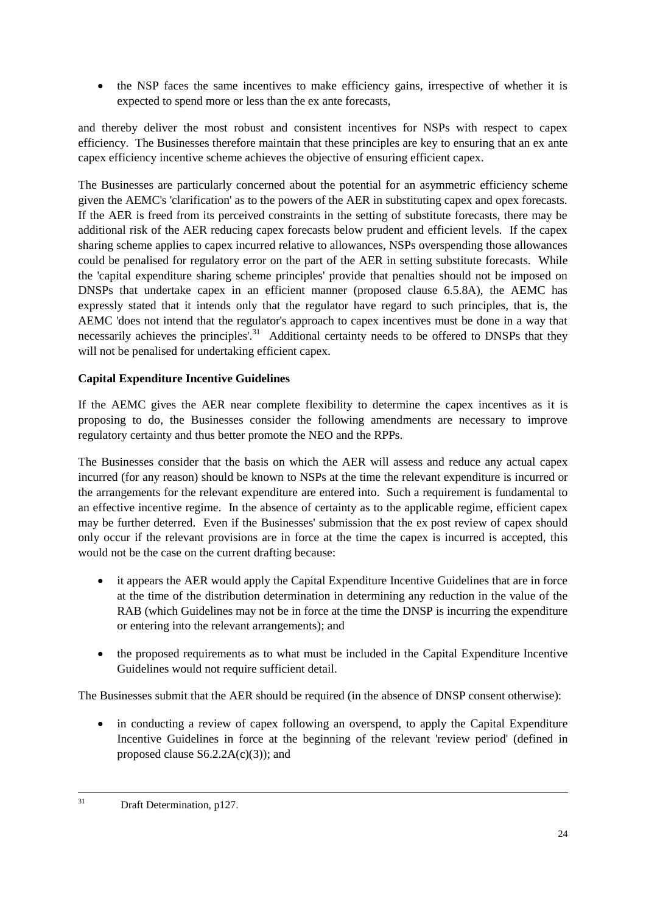- the NSP faces the same incentives to make efficiency gains, irrespective of whether it is expected to spend more or less than the ex ante forecasts,

and thereby deliver the most robust and consistent incentives for NSPs with respect to capex efficiency. The Businesses therefore maintain that these principles are key to ensuring that an ex ante capex efficiency incentive scheme achieves the objective of ensuring efficient capex.

The Businesses are particularly concerned about the potential for an asymmetric efficiency scheme given the AEMC's 'clarification' as to the powers of the AER in substituting capex and opex forecasts. If the AER is freed from its perceived constraints in the setting of substitute forecasts, there may be additional risk of the AER reducing capex forecasts below prudent and efficient levels. If the capex sharing scheme applies to capex incurred relative to allowances, NSPs overspending those allowances could be penalised for regulatory error on the part of the AER in setting substitute forecasts. While the 'capital expenditure sharing scheme principles' provide that penalties should not be imposed on DNSPs that undertake capex in an efficient manner (proposed clause 6.5.8A), the AEMC has expressly stated that it intends only that the regulator have regard to such principles, that is, the AEMC 'does not intend that the regulator's approach to capex incentives must be done in a way that necessarily achieves the principles'.[31] Additional certainty needs to be offered to DNSPs that they will not be penalised for undertaking efficient capex.

**Capital Expenditure Incentive Guidelines**

If the AEMC gives the AER near complete flexibility to determine the capex incentives as it is proposing to do, the Businesses consider the following amendments are necessary to improve regulatory certainty and thus better promote the NEO and the RPPs.

The Businesses consider that the basis on which the AER will assess and reduce any actual capex incurred (for any reason) should be known to NSPs at the time the relevant expenditure is incurred or the arrangements for the relevant expenditure are entered into. Such a requirement is fundamental to an effective incentive regime. In the absence of certainty as to the applicable regime, efficient capex may be further deterred. Even if the Businesses' submission that the ex post review of capex should only occur if the relevant provisions are in force at the time the capex is incurred is accepted, this would not be the case on the current drafting because:

- it appears the AER would apply the Capital Expenditure Incentive Guidelines that are in force at the time of the distribution determination in determining any reduction in the value of the RAB (which Guidelines may not be in force at the time the DNSP is incurring the expenditure or entering into the relevant arrangements); and
- the proposed requirements as to what must be included in the Capital Expenditure Incentive Guidelines would not require sufficient detail.

The Businesses submit that the AER should be required (in the absence of DNSP consent otherwise):

- in conducting a review of capex following an overspend, to apply the Capital Expenditure Incentive Guidelines in force at the beginning of the relevant 'review period' (defined in proposed clause S6.2.2A(c)(3)); and

---

[31] Draft Determination, p127.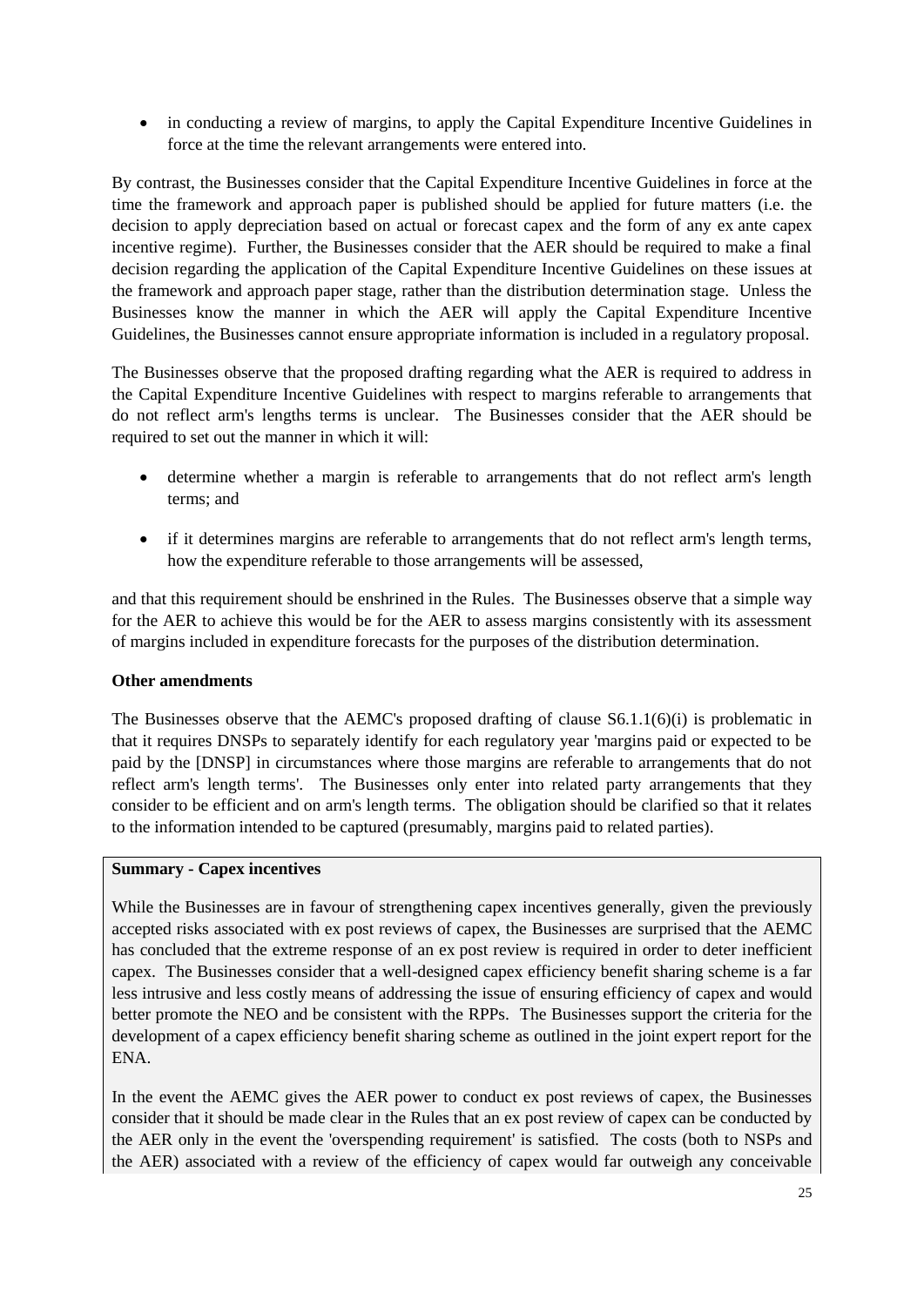- in conducting a review of margins, to apply the Capital Expenditure Incentive Guidelines in force at the time the relevant arrangements were entered into.

By contrast, the Businesses consider that the Capital Expenditure Incentive Guidelines in force at the time the framework and approach paper is published should be applied for future matters (i.e. the decision to apply depreciation based on actual or forecast capex and the form of any ex ante capex incentive regime). Further, the Businesses consider that the AER should be required to make a final decision regarding the application of the Capital Expenditure Incentive Guidelines on these issues at the framework and approach paper stage, rather than the distribution determination stage. Unless the Businesses know the manner in which the AER will apply the Capital Expenditure Incentive Guidelines, the Businesses cannot ensure appropriate information is included in a regulatory proposal.

The Businesses observe that the proposed drafting regarding what the AER is required to address in the Capital Expenditure Incentive Guidelines with respect to margins referable to arrangements that do not reflect arm's lengths terms is unclear. The Businesses consider that the AER should be required to set out the manner in which it will:

- determine whether a margin is referable to arrangements that do not reflect arm's length terms; and
- if it determines margins are referable to arrangements that do not reflect arm's length terms, how the expenditure referable to those arrangements will be assessed,

and that this requirement should be enshrined in the Rules. The Businesses observe that a simple way for the AER to achieve this would be for the AER to assess margins consistently with its assessment of margins included in expenditure forecasts for the purposes of the distribution determination.

**Other amendments**

The Businesses observe that the AEMC's proposed drafting of clause S6.1.1(6)(i) is problematic in that it requires DNSPs to separately identify for each regulatory year 'margins paid or expected to be paid by the [DNSP] in circumstances where those margins are referable to arrangements that do not reflect arm's length terms'. The Businesses only enter into related party arrangements that they consider to be efficient and on arm's length terms. The obligation should be clarified so that it relates to the information intended to be captured (presumably, margins paid to related parties).

**Summary - Capex incentives**

While the Businesses are in favour of strengthening capex incentives generally, given the previously accepted risks associated with ex post reviews of capex, the Businesses are surprised that the AEMC has concluded that the extreme response of an ex post review is required in order to deter inefficient capex. The Businesses consider that a well-designed capex efficiency benefit sharing scheme is a far less intrusive and less costly means of addressing the issue of ensuring efficiency of capex and would better promote the NEO and be consistent with the RPPs. The Businesses support the criteria for the development of a capex efficiency benefit sharing scheme as outlined in the joint expert report for the ENA.

In the event the AEMC gives the AER power to conduct ex post reviews of capex, the Businesses consider that it should be made clear in the Rules that an ex post review of capex can be conducted by the AER only in the event the 'overspending requirement' is satisfied. The costs (both to NSPs and the AER) associated with a review of the efficiency of capex would far outweigh any conceivable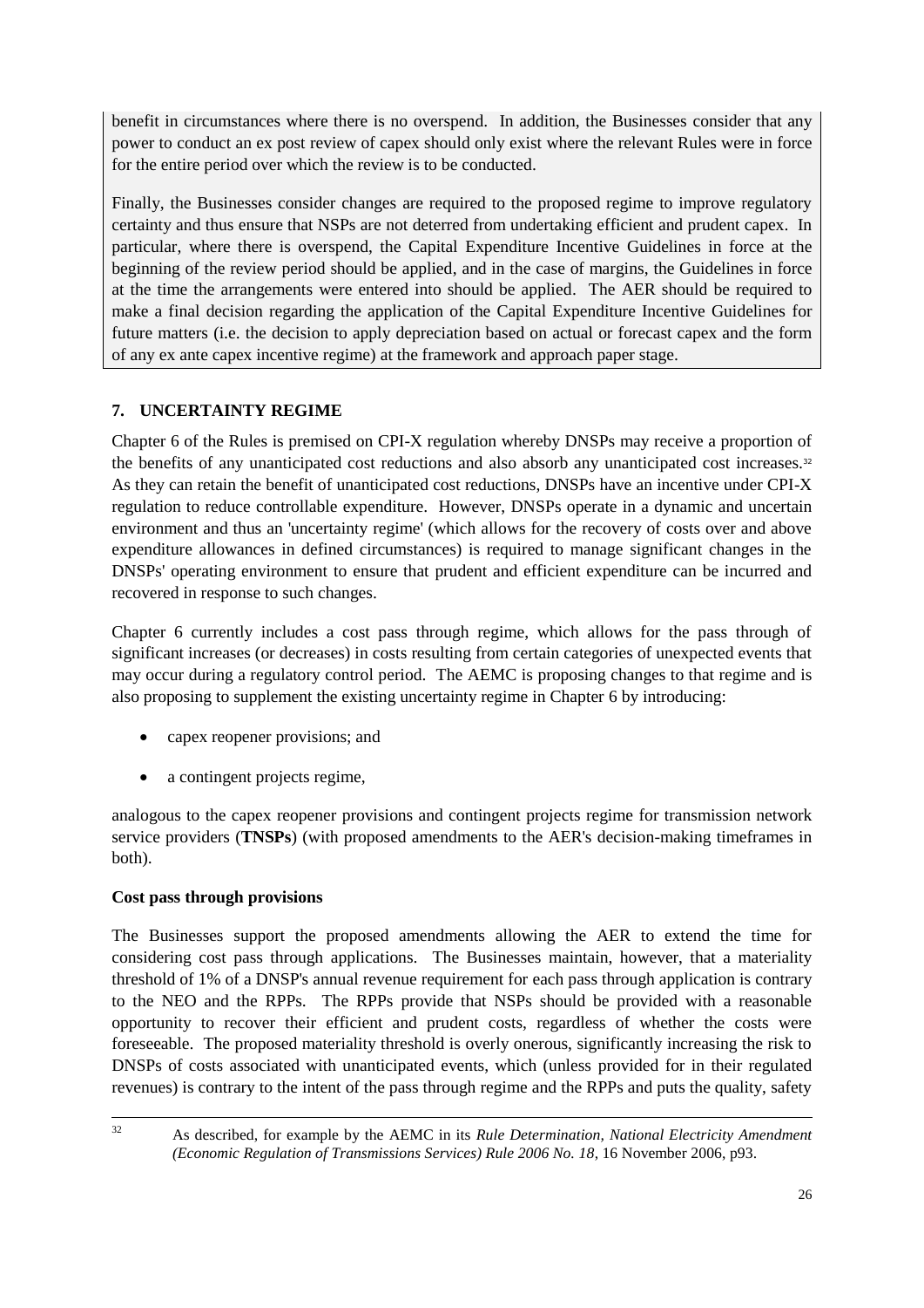benefit in circumstances where there is no overspend. In addition, the Businesses consider that any power to conduct an ex post review of capex should only exist where the relevant Rules were in force for the entire period over which the review is to be conducted.

Finally, the Businesses consider changes are required to the proposed regime to improve regulatory certainty and thus ensure that NSPs are not deterred from undertaking efficient and prudent capex. In particular, where there is overspend, the Capital Expenditure Incentive Guidelines in force at the beginning of the review period should be applied, and in the case of margins, the Guidelines in force at the time the arrangements were entered into should be applied. The AER should be required to make a final decision regarding the application of the Capital Expenditure Incentive Guidelines for future matters (i.e. the decision to apply depreciation based on actual or forecast capex and the form of any ex ante capex incentive regime) at the framework and approach paper stage.

## 7. UNCERTAINTY REGIME

Chapter 6 of the Rules is premised on CPI-X regulation whereby DNSPs may receive a proportion of the benefits of any unanticipated cost reductions and also absorb any unanticipated cost increases.[32] As they can retain the benefit of unanticipated cost reductions, DNSPs have an incentive under CPI-X regulation to reduce controllable expenditure. However, DNSPs operate in a dynamic and uncertain environment and thus an 'uncertainty regime' (which allows for the recovery of costs over and above expenditure allowances in defined circumstances) is required to manage significant changes in the DNSPs' operating environment to ensure that prudent and efficient expenditure can be incurred and recovered in response to such changes.

Chapter 6 currently includes a cost pass through regime, which allows for the pass through of significant increases (or decreases) in costs resulting from certain categories of unexpected events that may occur during a regulatory control period. The AEMC is proposing changes to that regime and is also proposing to supplement the existing uncertainty regime in Chapter 6 by introducing:

- capex reopener provisions; and
- a contingent projects regime,

analogous to the capex reopener provisions and contingent projects regime for transmission network service providers (**TNSPs**) (with proposed amendments to the AER's decision-making timeframes in both).

**Cost pass through provisions**

The Businesses support the proposed amendments allowing the AER to extend the time for considering cost pass through applications. The Businesses maintain, however, that a materiality threshold of 1% of a DNSP's annual revenue requirement for each pass through application is contrary to the NEO and the RPPs. The RPPs provide that NSPs should be provided with a reasonable opportunity to recover their efficient and prudent costs, regardless of whether the costs were foreseeable. The proposed materiality threshold is overly onerous, significantly increasing the risk to DNSPs of costs associated with unanticipated events, which (unless provided for in their regulated revenues) is contrary to the intent of the pass through regime and the RPPs and puts the quality, safety

---

[32] As described, for example by the AEMC in its *Rule Determination, National Electricity Amendment (Economic Regulation of Transmissions Services) Rule 2006 No. 18*, 16 November 2006, p93.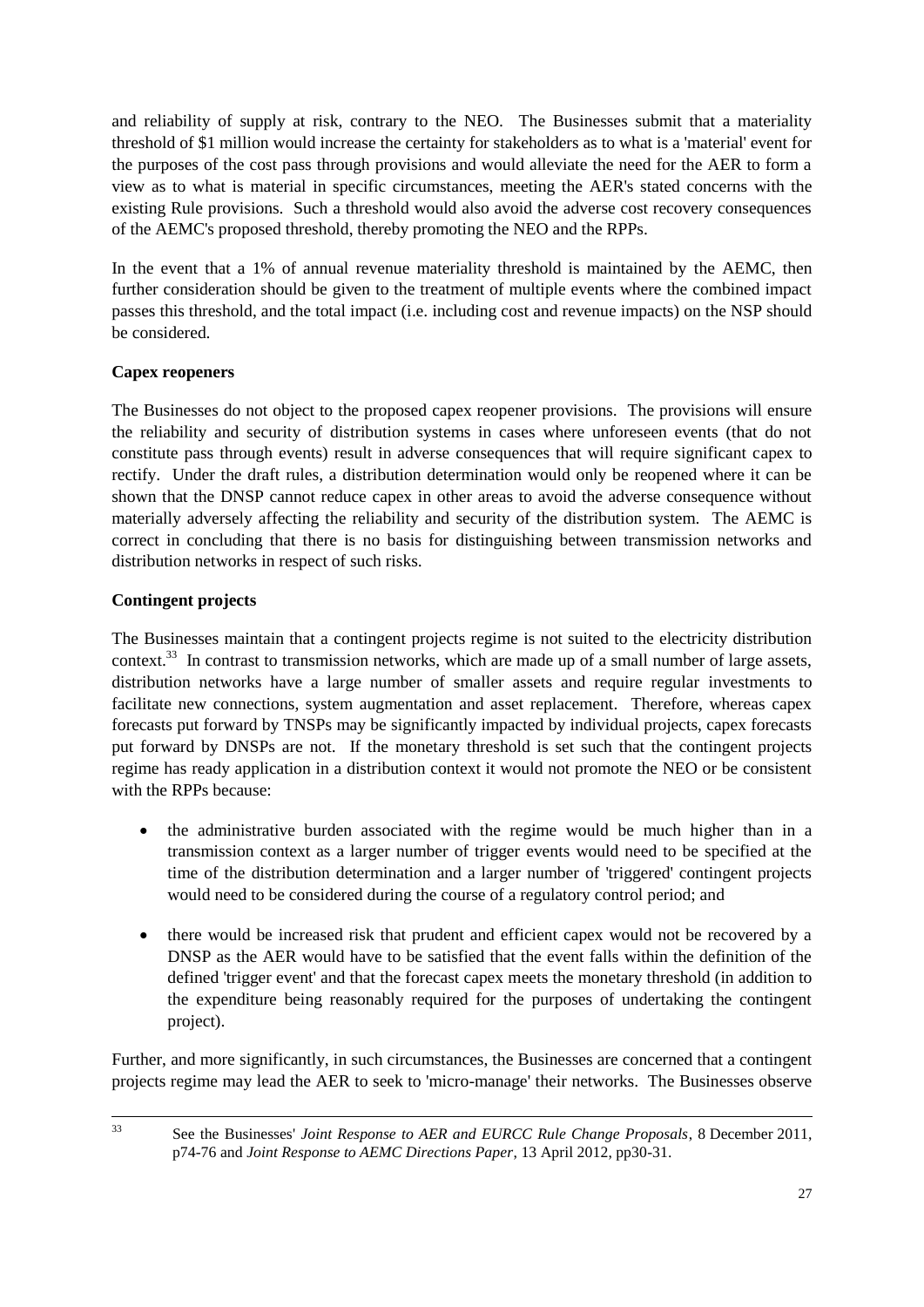and reliability of supply at risk, contrary to the NEO. The Businesses submit that a materiality threshold of $1 million would increase the certainty for stakeholders as to what is a 'material' event for the purposes of the cost pass through provisions and would alleviate the need for the AER to form a view as to what is material in specific circumstances, meeting the AER's stated concerns with the existing Rule provisions. Such a threshold would also avoid the adverse cost recovery consequences of the AEMC's proposed threshold, thereby promoting the NEO and the RPPs.

In the event that a 1% of annual revenue materiality threshold is maintained by the AEMC, then further consideration should be given to the treatment of multiple events where the combined impact passes this threshold, and the total impact (i.e. including cost and revenue impacts) on the NSP should be considered.

**Capex reopeners**

The Businesses do not object to the proposed capex reopener provisions. The provisions will ensure the reliability and security of distribution systems in cases where unforeseen events (that do not constitute pass through events) result in adverse consequences that will require significant capex to rectify. Under the draft rules, a distribution determination would only be reopened where it can be shown that the DNSP cannot reduce capex in other areas to avoid the adverse consequence without materially adversely affecting the reliability and security of the distribution system. The AEMC is correct in concluding that there is no basis for distinguishing between transmission networks and distribution networks in respect of such risks.

**Contingent projects**

The Businesses maintain that a contingent projects regime is not suited to the electricity distribution context.[33] In contrast to transmission networks, which are made up of a small number of large assets, distribution networks have a large number of smaller assets and require regular investments to facilitate new connections, system augmentation and asset replacement. Therefore, whereas capex forecasts put forward by TNSPs may be significantly impacted by individual projects, capex forecasts put forward by DNSPs are not. If the monetary threshold is set such that the contingent projects regime has ready application in a distribution context it would not promote the NEO or be consistent with the RPPs because:

- the administrative burden associated with the regime would be much higher than in a transmission context as a larger number of trigger events would need to be specified at the time of the distribution determination and a larger number of 'triggered' contingent projects would need to be considered during the course of a regulatory control period; and
- there would be increased risk that prudent and efficient capex would not be recovered by a DNSP as the AER would have to be satisfied that the event falls within the definition of the defined 'trigger event' and that the forecast capex meets the monetary threshold (in addition to the expenditure being reasonably required for the purposes of undertaking the contingent project).

Further, and more significantly, in such circumstances, the Businesses are concerned that a contingent projects regime may lead the AER to seek to 'micro-manage' their networks. The Businesses observe

[33] See the Businesses' *Joint Response to AER and EURCC Rule Change Proposals*, 8 December 2011, p74-76 and *Joint Response to AEMC Directions Paper*, 13 April 2012, pp30-31.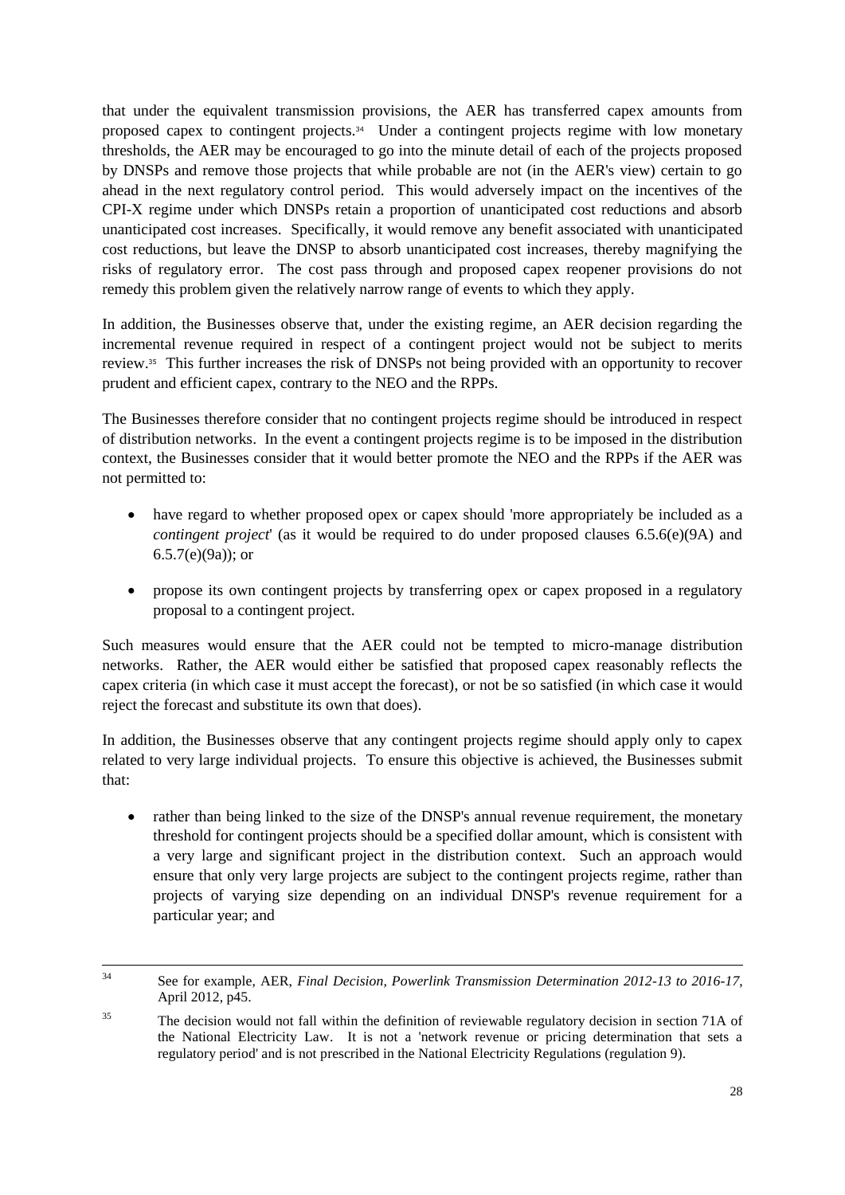that under the equivalent transmission provisions, the AER has transferred capex amounts from proposed capex to contingent projects.[34] Under a contingent projects regime with low monetary thresholds, the AER may be encouraged to go into the minute detail of each of the projects proposed by DNSPs and remove those projects that while probable are not (in the AER's view) certain to go ahead in the next regulatory control period. This would adversely impact on the incentives of the CPI-X regime under which DNSPs retain a proportion of unanticipated cost reductions and absorb unanticipated cost increases. Specifically, it would remove any benefit associated with unanticipated cost reductions, but leave the DNSP to absorb unanticipated cost increases, thereby magnifying the risks of regulatory error. The cost pass through and proposed capex reopener provisions do not remedy this problem given the relatively narrow range of events to which they apply.

In addition, the Businesses observe that, under the existing regime, an AER decision regarding the incremental revenue required in respect of a contingent project would not be subject to merits review.[35] This further increases the risk of DNSPs not being provided with an opportunity to recover prudent and efficient capex, contrary to the NEO and the RPPs.

The Businesses therefore consider that no contingent projects regime should be introduced in respect of distribution networks. In the event a contingent projects regime is to be imposed in the distribution context, the Businesses consider that it would better promote the NEO and the RPPs if the AER was not permitted to:

- have regard to whether proposed opex or capex should 'more appropriately be included as a *contingent project*' (as it would be required to do under proposed clauses 6.5.6(e)(9A) and 6.5.7(e)(9a)); or
- propose its own contingent projects by transferring opex or capex proposed in a regulatory proposal to a contingent project.

Such measures would ensure that the AER could not be tempted to micro-manage distribution networks. Rather, the AER would either be satisfied that proposed capex reasonably reflects the capex criteria (in which case it must accept the forecast), or not be so satisfied (in which case it would reject the forecast and substitute its own that does).

In addition, the Businesses observe that any contingent projects regime should apply only to capex related to very large individual projects. To ensure this objective is achieved, the Businesses submit that:

- rather than being linked to the size of the DNSP's annual revenue requirement, the monetary threshold for contingent projects should be a specified dollar amount, which is consistent with a very large and significant project in the distribution context. Such an approach would ensure that only very large projects are subject to the contingent projects regime, rather than projects of varying size depending on an individual DNSP's revenue requirement for a particular year; and

---

[34] See for example, AER, *Final Decision, Powerlink Transmission Determination 2012-13 to 2016-17*, April 2012, p45.

[35] The decision would not fall within the definition of reviewable regulatory decision in section 71A of the National Electricity Law. It is not a 'network revenue or pricing determination that sets a regulatory period' and is not prescribed in the National Electricity Regulations (regulation 9).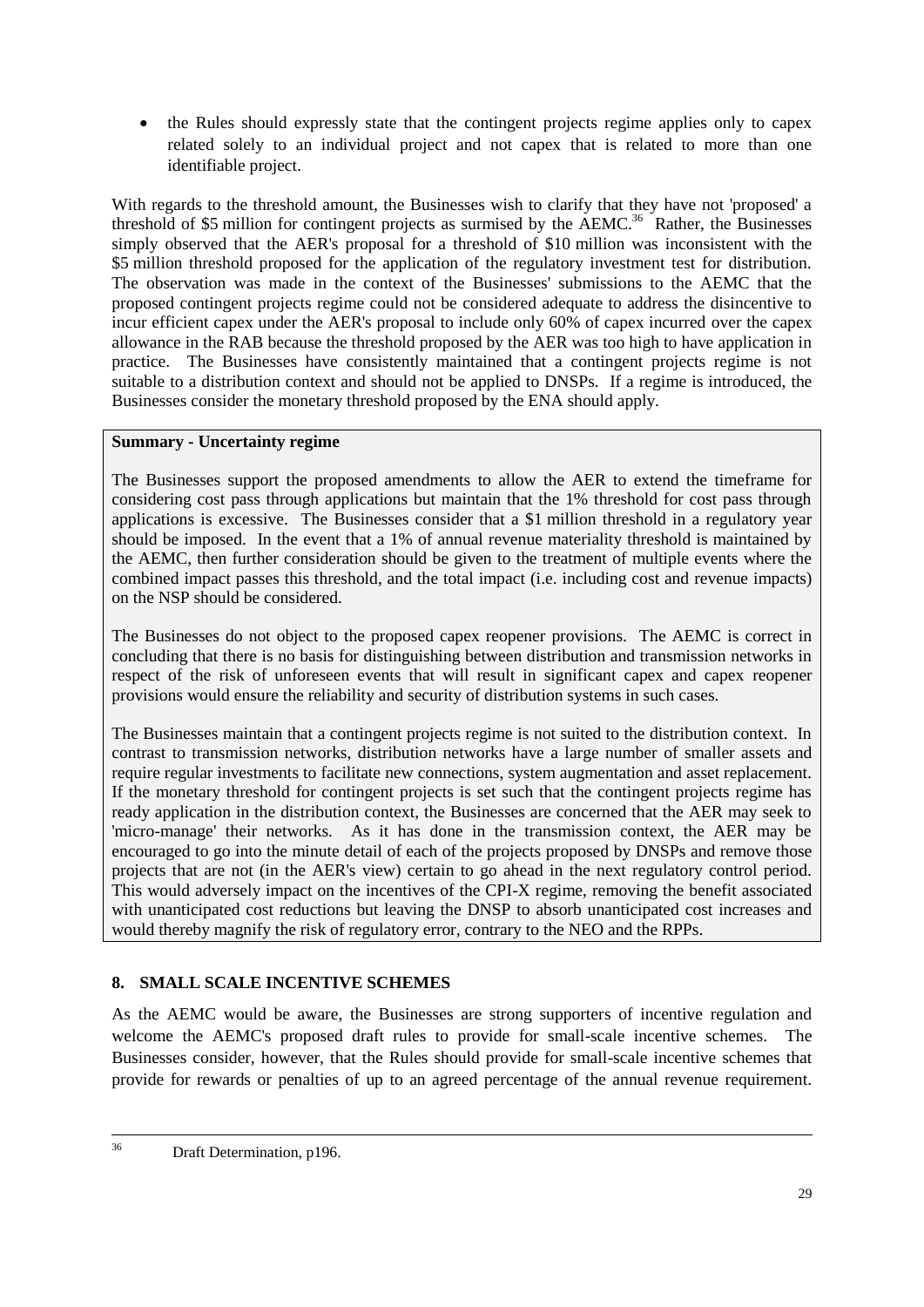- the Rules should expressly state that the contingent projects regime applies only to capex related solely to an individual project and not capex that is related to more than one identifiable project.

With regards to the threshold amount, the Businesses wish to clarify that they have not 'proposed' a threshold of $5 million for contingent projects as surmised by the AEMC.[36] Rather, the Businesses simply observed that the AER's proposal for a threshold of $10 million was inconsistent with the $5 million threshold proposed for the application of the regulatory investment test for distribution. The observation was made in the context of the Businesses' submissions to the AEMC that the proposed contingent projects regime could not be considered adequate to address the disincentive to incur efficient capex under the AER's proposal to include only 60% of capex incurred over the capex allowance in the RAB because the threshold proposed by the AER was too high to have application in practice. The Businesses have consistently maintained that a contingent projects regime is not suitable to a distribution context and should not be applied to DNSPs. If a regime is introduced, the Businesses consider the monetary threshold proposed by the ENA should apply.

**Summary - Uncertainty regime**

The Businesses support the proposed amendments to allow the AER to extend the timeframe for considering cost pass through applications but maintain that the 1% threshold for cost pass through applications is excessive. The Businesses consider that a $1 million threshold in a regulatory year should be imposed. In the event that a 1% of annual revenue materiality threshold is maintained by the AEMC, then further consideration should be given to the treatment of multiple events where the combined impact passes this threshold, and the total impact (i.e. including cost and revenue impacts) on the NSP should be considered.

The Businesses do not object to the proposed capex reopener provisions. The AEMC is correct in concluding that there is no basis for distinguishing between distribution and transmission networks in respect of the risk of unforeseen events that will result in significant capex and capex reopener provisions would ensure the reliability and security of distribution systems in such cases.

The Businesses maintain that a contingent projects regime is not suited to the distribution context. In contrast to transmission networks, distribution networks have a large number of smaller assets and require regular investments to facilitate new connections, system augmentation and asset replacement. If the monetary threshold for contingent projects is set such that the contingent projects regime has ready application in the distribution context, the Businesses are concerned that the AER may seek to 'micro-manage' their networks. As it has done in the transmission context, the AER may be encouraged to go into the minute detail of each of the projects proposed by DNSPs and remove those projects that are not (in the AER's view) certain to go ahead in the next regulatory control period. This would adversely impact on the incentives of the CPI-X regime, removing the benefit associated with unanticipated cost reductions but leaving the DNSP to absorb unanticipated cost increases and would thereby magnify the risk of regulatory error, contrary to the NEO and the RPPs.

## 8. SMALL SCALE INCENTIVE SCHEMES

As the AEMC would be aware, the Businesses are strong supporters of incentive regulation and welcome the AEMC's proposed draft rules to provide for small-scale incentive schemes. The Businesses consider, however, that the Rules should provide for small-scale incentive schemes that provide for rewards or penalties of up to an agreed percentage of the annual revenue requirement.

[36] Draft Determination, p196.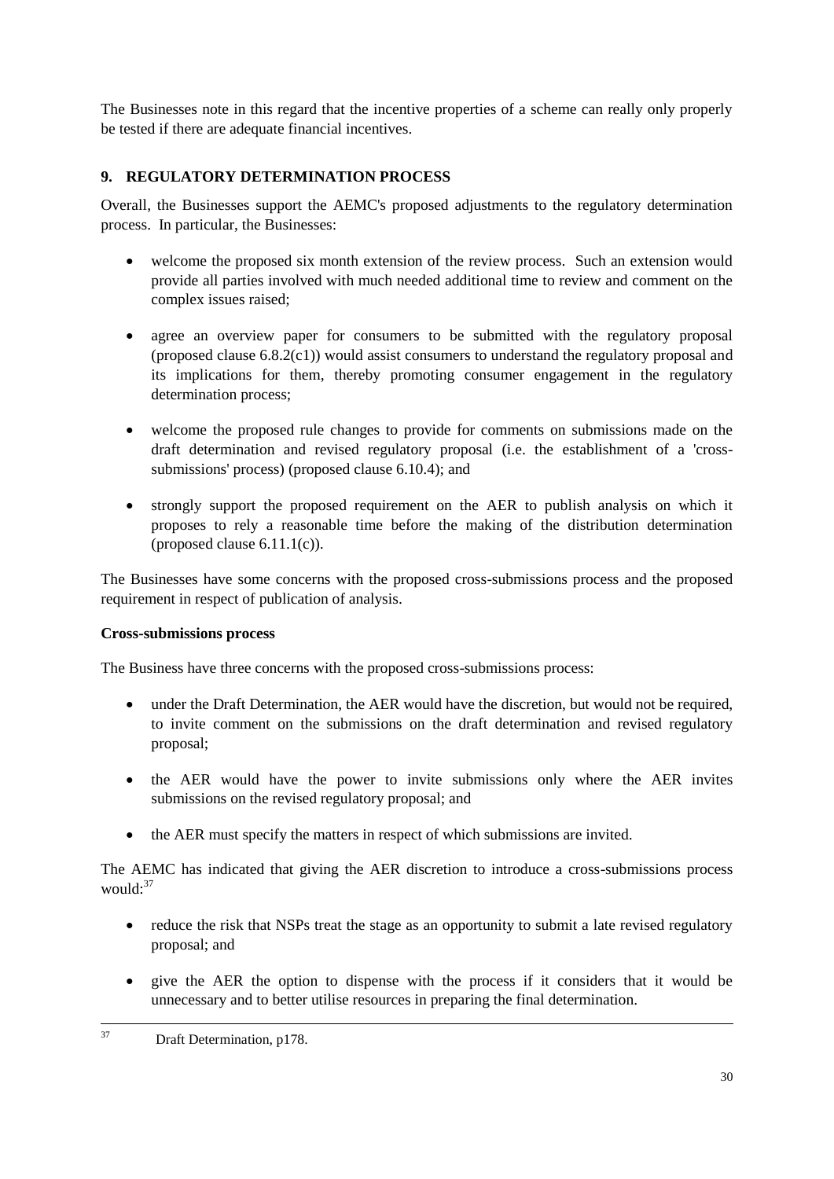The Businesses note in this regard that the incentive properties of a scheme can really only properly be tested if there are adequate financial incentives.

## 9. REGULATORY DETERMINATION PROCESS

Overall, the Businesses support the AEMC's proposed adjustments to the regulatory determination process. In particular, the Businesses:

- welcome the proposed six month extension of the review process. Such an extension would provide all parties involved with much needed additional time to review and comment on the complex issues raised;
- agree an overview paper for consumers to be submitted with the regulatory proposal (proposed clause 6.8.2(c1)) would assist consumers to understand the regulatory proposal and its implications for them, thereby promoting consumer engagement in the regulatory determination process;
- welcome the proposed rule changes to provide for comments on submissions made on the draft determination and revised regulatory proposal (i.e. the establishment of a 'cross-submissions' process) (proposed clause 6.10.4); and
- strongly support the proposed requirement on the AER to publish analysis on which it proposes to rely a reasonable time before the making of the distribution determination (proposed clause 6.11.1(c)).

The Businesses have some concerns with the proposed cross-submissions process and the proposed requirement in respect of publication of analysis.

**Cross-submissions process**

The Business have three concerns with the proposed cross-submissions process:

- under the Draft Determination, the AER would have the discretion, but would not be required, to invite comment on the submissions on the draft determination and revised regulatory proposal;
- the AER would have the power to invite submissions only where the AER invites submissions on the revised regulatory proposal; and
- the AER must specify the matters in respect of which submissions are invited.

The AEMC has indicated that giving the AER discretion to introduce a cross-submissions process would:[37]

- reduce the risk that NSPs treat the stage as an opportunity to submit a late revised regulatory proposal; and
- give the AER the option to dispense with the process if it considers that it would be unnecessary and to better utilise resources in preparing the final determination.

---

[37] Draft Determination, p178.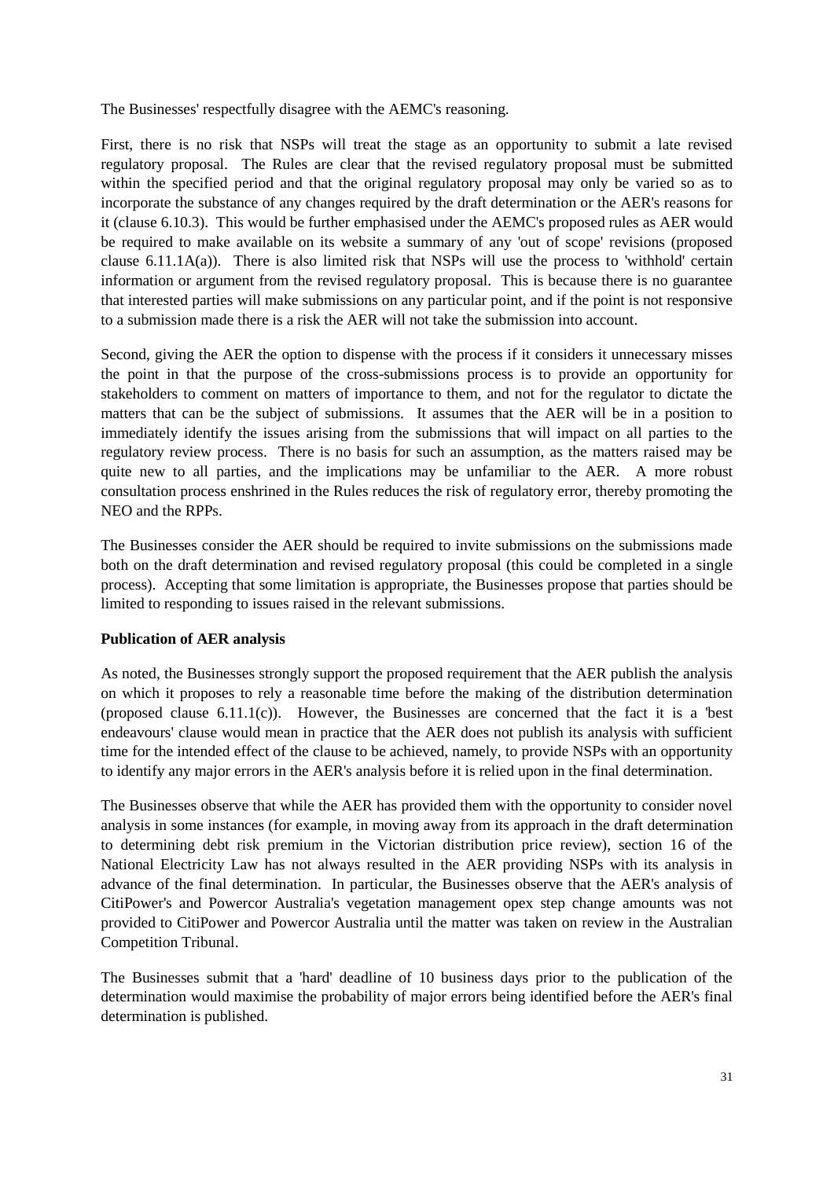The Businesses' respectfully disagree with the AEMC's reasoning.

First, there is no risk that NSPs will treat the stage as an opportunity to submit a late revised regulatory proposal. The Rules are clear that the revised regulatory proposal must be submitted within the specified period and that the original regulatory proposal may only be varied so as to incorporate the substance of any changes required by the draft determination or the AER's reasons for it (clause 6.10.3). This would be further emphasised under the AEMC's proposed rules as AER would be required to make available on its website a summary of any 'out of scope' revisions (proposed clause 6.11.1A(a)). There is also limited risk that NSPs will use the process to 'withhold' certain information or argument from the revised regulatory proposal. This is because there is no guarantee that interested parties will make submissions on any particular point, and if the point is not responsive to a submission made there is a risk the AER will not take the submission into account.

Second, giving the AER the option to dispense with the process if it considers it unnecessary misses the point in that the purpose of the cross-submissions process is to provide an opportunity for stakeholders to comment on matters of importance to them, and not for the regulator to dictate the matters that can be the subject of submissions. It assumes that the AER will be in a position to immediately identify the issues arising from the submissions that will impact on all parties to the regulatory review process. There is no basis for such an assumption, as the matters raised may be quite new to all parties, and the implications may be unfamiliar to the AER. A more robust consultation process enshrined in the Rules reduces the risk of regulatory error, thereby promoting the NEO and the RPPs.

The Businesses consider the AER should be required to invite submissions on the submissions made both on the draft determination and revised regulatory proposal (this could be completed in a single process). Accepting that some limitation is appropriate, the Businesses propose that parties should be limited to responding to issues raised in the relevant submissions.

**Publication of AER analysis**

As noted, the Businesses strongly support the proposed requirement that the AER publish the analysis on which it proposes to rely a reasonable time before the making of the distribution determination (proposed clause 6.11.1(c)). However, the Businesses are concerned that the fact it is a 'best endeavours' clause would mean in practice that the AER does not publish its analysis with sufficient time for the intended effect of the clause to be achieved, namely, to provide NSPs with an opportunity to identify any major errors in the AER's analysis before it is relied upon in the final determination.

The Businesses observe that while the AER has provided them with the opportunity to consider novel analysis in some instances (for example, in moving away from its approach in the draft determination to determining debt risk premium in the Victorian distribution price review), section 16 of the National Electricity Law has not always resulted in the AER providing NSPs with its analysis in advance of the final determination. In particular, the Businesses observe that the AER's analysis of CitiPower's and Powercor Australia's vegetation management opex step change amounts was not provided to CitiPower and Powercor Australia until the matter was taken on review in the Australian Competition Tribunal.

The Businesses submit that a 'hard' deadline of 10 business days prior to the publication of the determination would maximise the probability of major errors being identified before the AER's final determination is published.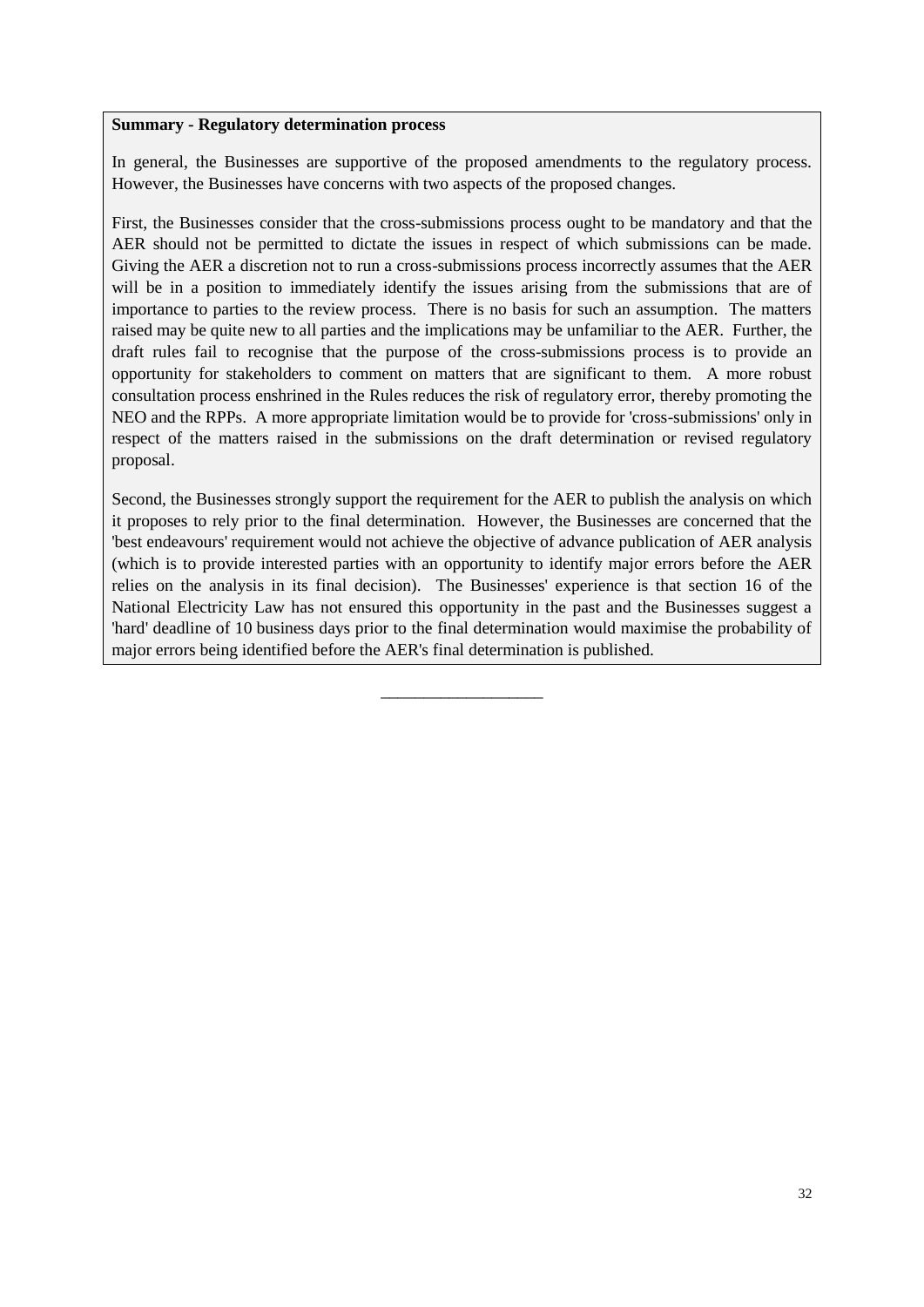**Summary - Regulatory determination process**

In general, the Businesses are supportive of the proposed amendments to the regulatory process. However, the Businesses have concerns with two aspects of the proposed changes.

First, the Businesses consider that the cross-submissions process ought to be mandatory and that the AER should not be permitted to dictate the issues in respect of which submissions can be made. Giving the AER a discretion not to run a cross-submissions process incorrectly assumes that the AER will be in a position to immediately identify the issues arising from the submissions that are of importance to parties to the review process. There is no basis for such an assumption. The matters raised may be quite new to all parties and the implications may be unfamiliar to the AER. Further, the draft rules fail to recognise that the purpose of the cross-submissions process is to provide an opportunity for stakeholders to comment on matters that are significant to them. A more robust consultation process enshrined in the Rules reduces the risk of regulatory error, thereby promoting the NEO and the RPPs. A more appropriate limitation would be to provide for 'cross-submissions' only in respect of the matters raised in the submissions on the draft determination or revised regulatory proposal.

Second, the Businesses strongly support the requirement for the AER to publish the analysis on which it proposes to rely prior to the final determination. However, the Businesses are concerned that the 'best endeavours' requirement would not achieve the objective of advance publication of AER analysis (which is to provide interested parties with an opportunity to identify major errors before the AER relies on the analysis in its final decision). The Businesses' experience is that section 16 of the National Electricity Law has not ensured this opportunity in the past and the Businesses suggest a 'hard' deadline of 10 business days prior to the final determination would maximise the probability of major errors being identified before the AER's final determination is published.

---